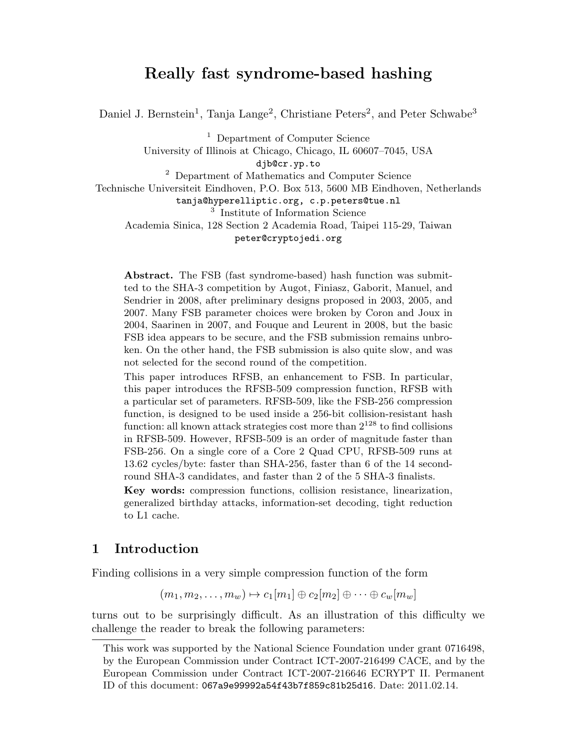# Really fast syndrome-based hashing

Daniel J. Bernstein[1], Tanja Lange[2], Christiane Peters[2], and Peter Schwabe[3]

[1] Department of Computer Science
University of Illinois at Chicago, Chicago, IL 60607–7045, USA
djb@cr.yp.to

[2] Department of Mathematics and Computer Science
Technische Universiteit Eindhoven, P.O. Box 513, 5600 MB Eindhoven, Netherlands
tanja@hyperelliptic.org, c.p.peters@tue.nl

[3] Institute of Information Science
Academia Sinica, 128 Section 2 Academia Road, Taipei 115-29, Taiwan
peter@cryptojedi.org

**Abstract.** The FSB (fast syndrome-based) hash function was submitted to the SHA-3 competition by Augot, Finiasz, Gaborit, Manuel, and Sendrier in 2008, after preliminary designs proposed in 2003, 2005, and 2007. Many FSB parameter choices were broken by Coron and Joux in 2004, Saarinen in 2007, and Fouque and Leurent in 2008, but the basic FSB idea appears to be secure, and the FSB submission remains unbroken. On the other hand, the FSB submission is also quite slow, and was not selected for the second round of the competition.

This paper introduces RFSB, an enhancement to FSB. In particular, this paper introduces the RFSB-509 compression function, RFSB with a particular set of parameters. RFSB-509, like the FSB-256 compression function, is designed to be used inside a 256-bit collision-resistant hash function: all known attack strategies cost more than $2^{128}$ to find collisions in RFSB-509. However, RFSB-509 is an order of magnitude faster than FSB-256. On a single core of a Core 2 Quad CPU, RFSB-509 runs at 13.62 cycles/byte: faster than SHA-256, faster than 6 of the 14 second-round SHA-3 candidates, and faster than 2 of the 5 SHA-3 finalists.

**Key words:** compression functions, collision resistance, linearization, generalized birthday attacks, information-set decoding, tight reduction to L1 cache.

## 1 Introduction

Finding collisions in a very simple compression function of the form

$$(m_1, m_2, \ldots, m_w) \mapsto c_1[m_1] \oplus c_2[m_2] \oplus \cdots \oplus c_w[m_w]$$

turns out to be surprisingly difficult. As an illustration of this difficulty we challenge the reader to break the following parameters:

This work was supported by the National Science Foundation under grant 0716498, by the European Commission under Contract ICT-2007-216499 CACE, and by the European Commission under Contract ICT-2007-216646 ECRYPT II. Permanent ID of this document: 067a9e99992a54f43b7f859c81b25d16. Date: 2011.02.14.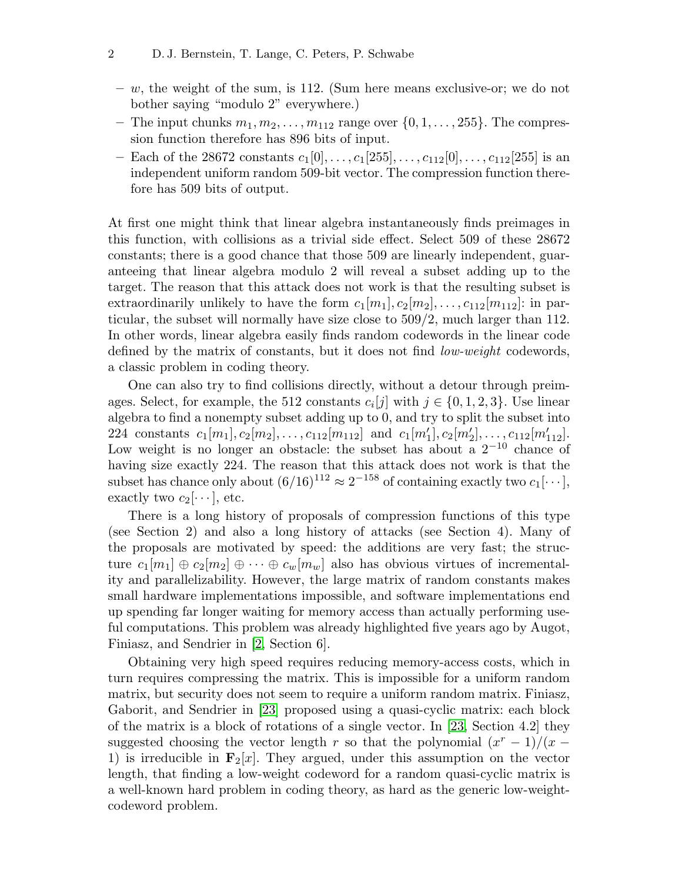- $w$, the weight of the sum, is 112. (Sum here means exclusive-or; we do not bother saying "modulo 2" everywhere.)
- The input chunks $m_1, m_2, \ldots, m_{112}$ range over $\{0, 1, \ldots, 255\}$. The compression function therefore has 896 bits of input.
- Each of the 28672 constants $c_1[0], \ldots, c_1[255], \ldots, c_{112}[0], \ldots, c_{112}[255]$ is an independent uniform random 509-bit vector. The compression function therefore has 509 bits of output.

At first one might think that linear algebra instantaneously finds preimages in this function, with collisions as a trivial side effect. Select 509 of these 28672 constants; there is a good chance that those 509 are linearly independent, guaranteeing that linear algebra modulo 2 will reveal a subset adding up to the target. The reason that this attack does not work is that the resulting subset is extraordinarily unlikely to have the form $c_1[m_1], c_2[m_2], \ldots, c_{112}[m_{112}]$: in particular, the subset will normally have size close to $509/2$, much larger than 112. In other words, linear algebra easily finds random codewords in the linear code defined by the matrix of constants, but it does not find *low-weight* codewords, a classic problem in coding theory.

One can also try to find collisions directly, without a detour through preimages. Select, for example, the 512 constants $c_i[j]$ with $j \in \{0, 1, 2, 3\}$. Use linear algebra to find a nonempty subset adding up to 0, and try to split the subset into 224 constants $c_1[m_1], c_2[m_2], \ldots, c_{112}[m_{112}]$ and $c_1[m'_1], c_2[m'_2], \ldots, c_{112}[m'_{112}]$. Low weight is no longer an obstacle: the subset has about a $2^{-10}$ chance of having size exactly 224. The reason that this attack does not work is that the subset has chance only about $(6/16)^{112} \approx 2^{-158}$ of containing exactly two $c_1[\cdots]$, exactly two $c_2[\cdots]$, etc.

There is a long history of proposals of compression functions of this type (see Section 2) and also a long history of attacks (see Section 4). Many of the proposals are motivated by speed: the additions are very fast; the structure $c_1[m_1] \oplus c_2[m_2] \oplus \cdots \oplus c_w[m_w]$ also has obvious virtues of incrementality and parallelizability. However, the large matrix of random constants makes small hardware implementations impossible, and software implementations end up spending far longer waiting for memory access than actually performing useful computations. This problem was already highlighted five years ago by Augot, Finiasz, and Sendrier in [2, Section 6].

Obtaining very high speed requires reducing memory-access costs, which in turn requires compressing the matrix. This is impossible for a uniform random matrix, but security does not seem to require a uniform random matrix. Finiasz, Gaborit, and Sendrier in [23] proposed using a quasi-cyclic matrix: each block of the matrix is a block of rotations of a single vector. In [23, Section 4.2] they suggested choosing the vector length $r$ so that the polynomial $(x^r - 1)/(x - 1)$ is irreducible in $\mathbf{F}_2[x]$. They argued, under this assumption on the vector length, that finding a low-weight codeword for a random quasi-cyclic matrix is a well-known hard problem in coding theory, as hard as the generic low-weight-codeword problem.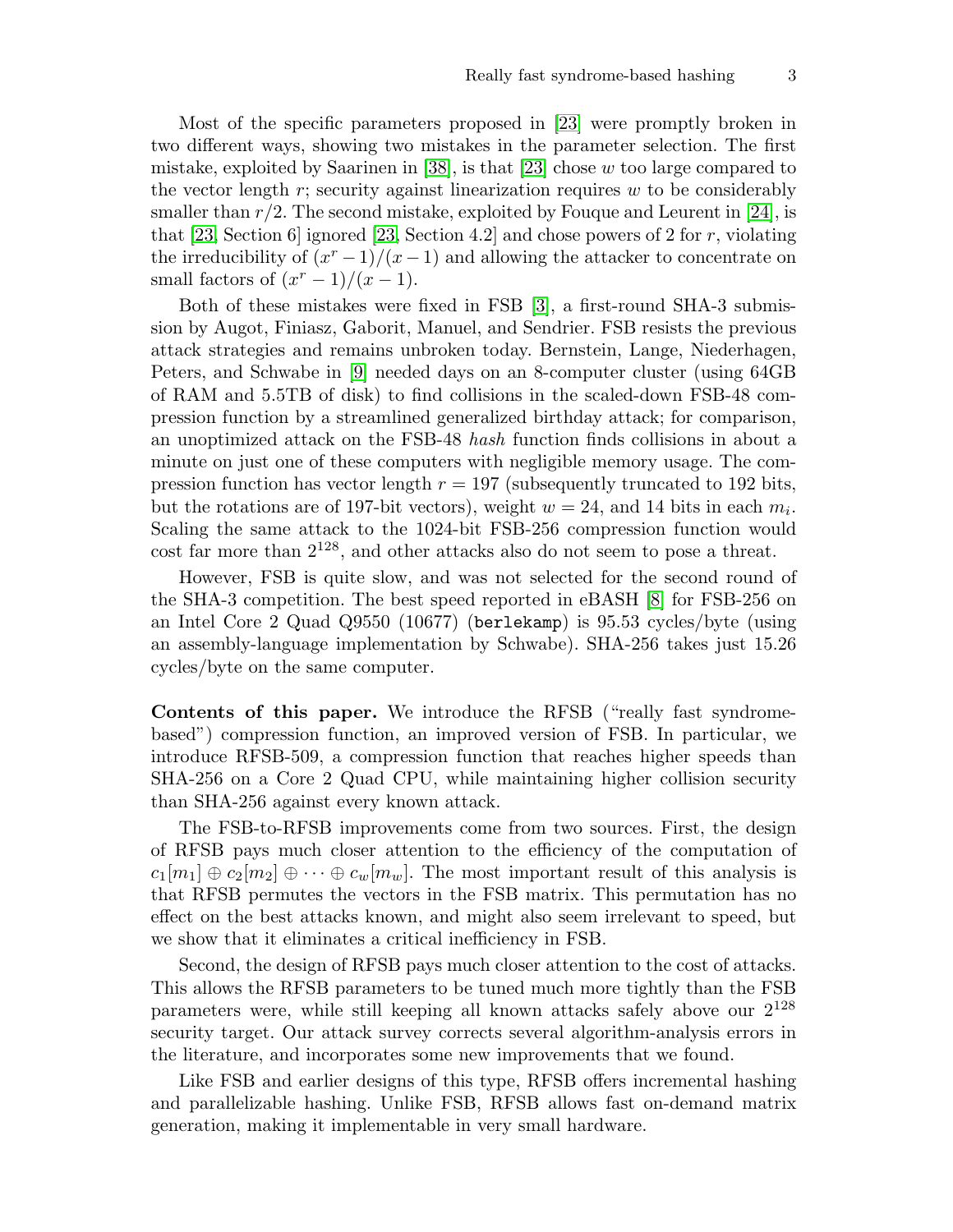Most of the specific parameters proposed in [23] were promptly broken in two different ways, showing two mistakes in the parameter selection. The first mistake, exploited by Saarinen in [38], is that [23] chose $w$ too large compared to the vector length $r$; security against linearization requires $w$ to be considerably smaller than $r/2$. The second mistake, exploited by Fouque and Leurent in [24], is that [23, Section 6] ignored [23, Section 4.2] and chose powers of 2 for $r$, violating the irreducibility of $(x^r - 1)/(x - 1)$ and allowing the attacker to concentrate on small factors of $(x^r - 1)/(x - 1)$.

Both of these mistakes were fixed in FSB [3], a first-round SHA-3 submission by Augot, Finiasz, Gaborit, Manuel, and Sendrier. FSB resists the previous attack strategies and remains unbroken today. Bernstein, Lange, Niederhagen, Peters, and Schwabe in [9] needed days on an 8-computer cluster (using 64GB of RAM and 5.5TB of disk) to find collisions in the scaled-down FSB-48 compression function by a streamlined generalized birthday attack; for comparison, an unoptimized attack on the FSB-48 *hash* function finds collisions in about a minute on just one of these computers with negligible memory usage. The compression function has vector length $r = 197$ (subsequently truncated to 192 bits, but the rotations are of 197-bit vectors), weight $w = 24$, and 14 bits in each $m_i$. Scaling the same attack to the 1024-bit FSB-256 compression function would cost far more than $2^{128}$, and other attacks also do not seem to pose a threat.

However, FSB is quite slow, and was not selected for the second round of the SHA-3 competition. The best speed reported in eBASH [8] for FSB-256 on an Intel Core 2 Quad Q9550 (10677) (`berlekamp`) is 95.53 cycles/byte (using an assembly-language implementation by Schwabe). SHA-256 takes just 15.26 cycles/byte on the same computer.

**Contents of this paper.** We introduce the RFSB ("really fast syndrome-based") compression function, an improved version of FSB. In particular, we introduce RFSB-509, a compression function that reaches higher speeds than SHA-256 on a Core 2 Quad CPU, while maintaining higher collision security than SHA-256 against every known attack.

The FSB-to-RFSB improvements come from two sources. First, the design of RFSB pays much closer attention to the efficiency of the computation of $c_1[m_1] \oplus c_2[m_2] \oplus \cdots \oplus c_w[m_w]$. The most important result of this analysis is that RFSB permutes the vectors in the FSB matrix. This permutation has no effect on the best attacks known, and might also seem irrelevant to speed, but we show that it eliminates a critical inefficiency in FSB.

Second, the design of RFSB pays much closer attention to the cost of attacks. This allows the RFSB parameters to be tuned much more tightly than the FSB parameters were, while still keeping all known attacks safely above our $2^{128}$ security target. Our attack survey corrects several algorithm-analysis errors in the literature, and incorporates some new improvements that we found.

Like FSB and earlier designs of this type, RFSB offers incremental hashing and parallelizable hashing. Unlike FSB, RFSB allows fast on-demand matrix generation, making it implementable in very small hardware.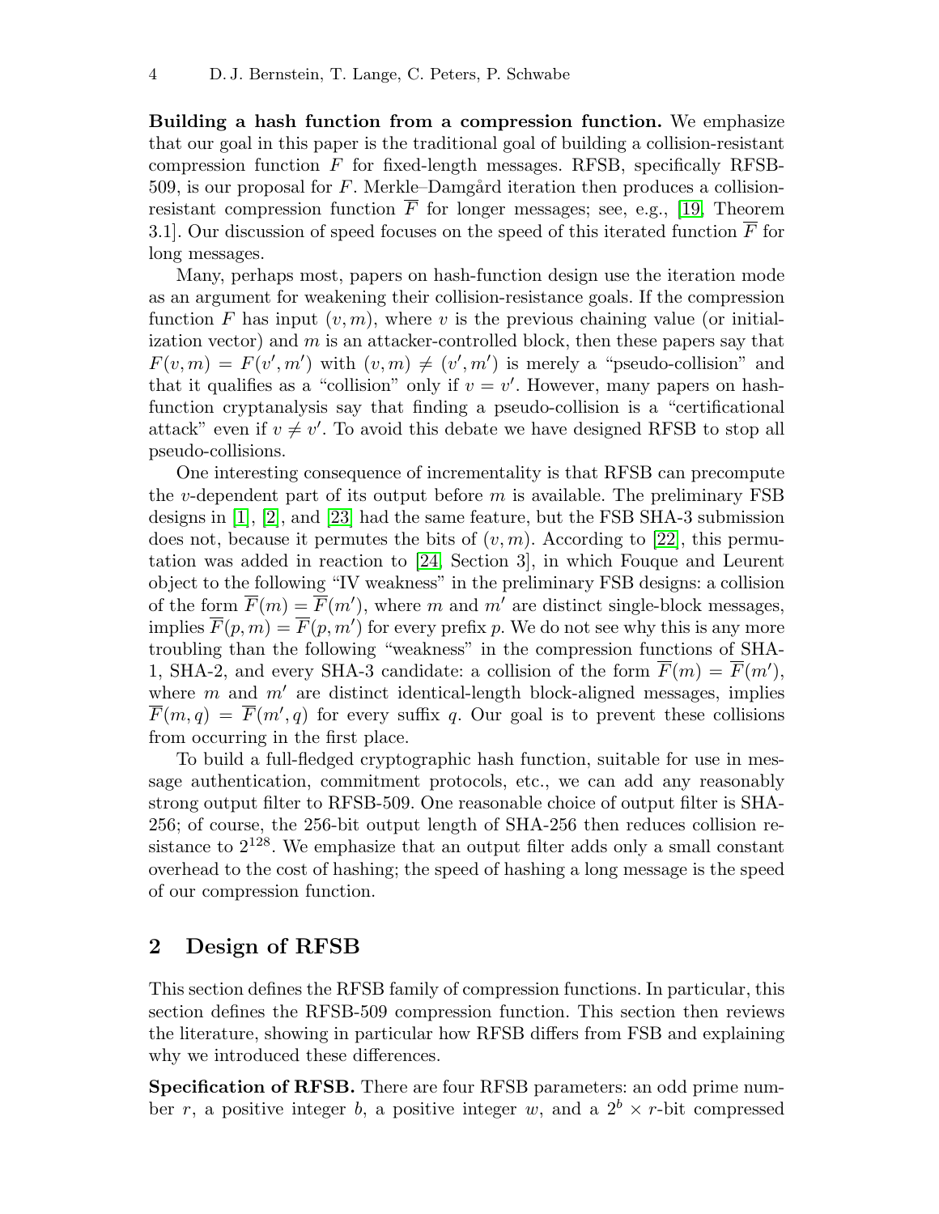**Building a hash function from a compression function.** We emphasize that our goal in this paper is the traditional goal of building a collision-resistant compression function $F$ for fixed-length messages. RFSB, specifically RFSB-509, is our proposal for $F$. Merkle–Damgård iteration then produces a collision-resistant compression function $\overline{F}$ for longer messages; see, e.g., [19, Theorem 3.1]. Our discussion of speed focuses on the speed of this iterated function $\overline{F}$ for long messages.

Many, perhaps most, papers on hash-function design use the iteration mode as an argument for weakening their collision-resistance goals. If the compression function $F$ has input $(v, m)$, where $v$ is the previous chaining value (or initialization vector) and $m$ is an attacker-controlled block, then these papers say that $F(v, m) = F(v', m')$ with $(v, m) \neq (v', m')$ is merely a "pseudo-collision" and that it qualifies as a "collision" only if $v = v'$. However, many papers on hash-function cryptanalysis say that finding a pseudo-collision is a "certificational attack" even if $v \neq v'$. To avoid this debate we have designed RFSB to stop all pseudo-collisions.

One interesting consequence of incrementality is that RFSB can precompute the $v$-dependent part of its output before $m$ is available. The preliminary FSB designs in [1], [2], and [23] had the same feature, but the FSB SHA-3 submission does not, because it permutes the bits of $(v, m)$. According to [22], this permutation was added in reaction to [24, Section 3], in which Fouque and Leurent object to the following "IV weakness" in the preliminary FSB designs: a collision of the form $\overline{F}(m) = \overline{F}(m')$, where $m$ and $m'$ are distinct single-block messages, implies $\overline{F}(p, m) = \overline{F}(p, m')$ for every prefix $p$. We do not see why this is any more troubling than the following "weakness" in the compression functions of SHA-1, SHA-2, and every SHA-3 candidate: a collision of the form $\overline{F}(m) = \overline{F}(m')$, where $m$ and $m'$ are distinct identical-length block-aligned messages, implies $\overline{F}(m, q) = \overline{F}(m', q)$ for every suffix $q$. Our goal is to prevent these collisions from occurring in the first place.

To build a full-fledged cryptographic hash function, suitable for use in message authentication, commitment protocols, etc., we can add any reasonably strong output filter to RFSB-509. One reasonable choice of output filter is SHA-256; of course, the 256-bit output length of SHA-256 then reduces collision resistance to $2^{128}$. We emphasize that an output filter adds only a small constant overhead to the cost of hashing; the speed of hashing a long message is the speed of our compression function.

## 2 Design of RFSB

This section defines the RFSB family of compression functions. In particular, this section defines the RFSB-509 compression function. This section then reviews the literature, showing in particular how RFSB differs from FSB and explaining why we introduced these differences.

**Specification of RFSB.** There are four RFSB parameters: an odd prime number $r$, a positive integer $b$, a positive integer $w$, and a $2^b \times r$-bit compressed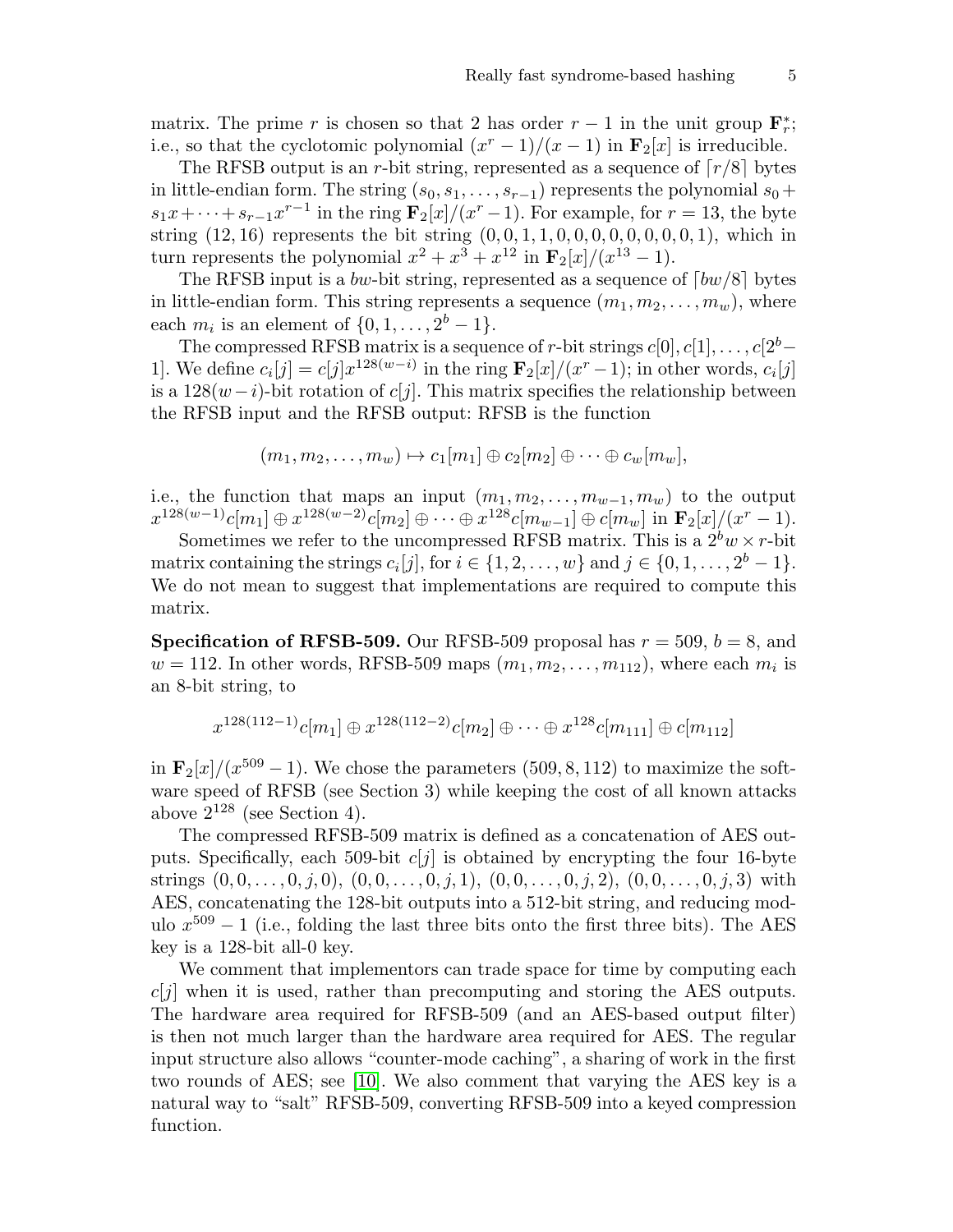matrix. The prime $r$ is chosen so that 2 has order $r-1$ in the unit group $\mathbf{F}_r^*$; i.e., so that the cyclotomic polynomial $(x^r-1)/(x-1)$ in $\mathbf{F}_2[x]$ is irreducible.

The RFSB output is an $r$-bit string, represented as a sequence of $\lceil r/8 \rceil$ bytes in little-endian form. The string $(s_0, s_1, \ldots, s_{r-1})$ represents the polynomial $s_0 + s_1 x + \cdots + s_{r-1}x^{r-1}$ in the ring $\mathbf{F}_2[x]/(x^r-1)$. For example, for $r = 13$, the byte string $(12, 16)$ represents the bit string $(0,0,1,1,0,0,0,0,0,0,0,0,1)$, which in turn represents the polynomial $x^2 + x^3 + x^{12}$ in $\mathbf{F}_2[x]/(x^{13}-1)$.

The RFSB input is a $bw$-bit string, represented as a sequence of $\lceil bw/8 \rceil$ bytes in little-endian form. This string represents a sequence $(m_1, m_2, \ldots, m_w)$, where each $m_i$ is an element of $\{0, 1, \ldots, 2^b - 1\}$.

The compressed RFSB matrix is a sequence of $r$-bit strings $c[0], c[1], \ldots, c[2^b - 1]$. We define $c_i[j] = c[j]x^{128(w-i)}$ in the ring $\mathbf{F}_2[x]/(x^r-1)$; in other words, $c_i[j]$ is a $128(w-i)$-bit rotation of $c[j]$. This matrix specifies the relationship between the RFSB input and the RFSB output: RFSB is the function

$$(m_1, m_2, \ldots, m_w) \mapsto c_1[m_1] \oplus c_2[m_2] \oplus \cdots \oplus c_w[m_w],$$

i.e., the function that maps an input $(m_1, m_2, \ldots, m_{w-1}, m_w)$ to the output $x^{128(w-1)}c[m_1] \oplus x^{128(w-2)}c[m_2] \oplus \cdots \oplus x^{128}c[m_{w-1}] \oplus c[m_w]$ in $\mathbf{F}_2[x]/(x^r-1)$.

Sometimes we refer to the uncompressed RFSB matrix. This is a $2^b w \times r$-bit matrix containing the strings $c_i[j]$, for $i \in \{1, 2, \ldots, w\}$ and $j \in \{0, 1, \ldots, 2^b - 1\}$. We do not mean to suggest that implementations are required to compute this matrix.

**Specification of RFSB-509.** Our RFSB-509 proposal has $r = 509$, $b = 8$, and $w = 112$. In other words, RFSB-509 maps $(m_1, m_2, \ldots, m_{112})$, where each $m_i$ is an 8-bit string, to

$$x^{128(112-1)}c[m_1] \oplus x^{128(112-2)}c[m_2] \oplus \cdots \oplus x^{128}c[m_{111}] \oplus c[m_{112}]$$

in $\mathbf{F}_2[x]/(x^{509}-1)$. We chose the parameters $(509, 8, 112)$ to maximize the software speed of RFSB (see Section 3) while keeping the cost of all known attacks above $2^{128}$ (see Section 4).

The compressed RFSB-509 matrix is defined as a concatenation of AES outputs. Specifically, each 509-bit $c[j]$ is obtained by encrypting the four 16-byte strings $(0,0,\ldots,0,j,0)$, $(0,0,\ldots,0,j,1)$, $(0,0,\ldots,0,j,2)$, $(0,0,\ldots,0,j,3)$ with AES, concatenating the 128-bit outputs into a 512-bit string, and reducing modulo $x^{509}-1$ (i.e., folding the last three bits onto the first three bits). The AES key is a 128-bit all-0 key.

We comment that implementors can trade space for time by computing each $c[j]$ when it is used, rather than precomputing and storing the AES outputs. The hardware area required for RFSB-509 (and an AES-based output filter) is then not much larger than the hardware area required for AES. The regular input structure also allows "counter-mode caching", a sharing of work in the first two rounds of AES; see [10]. We also comment that varying the AES key is a natural way to "salt" RFSB-509, converting RFSB-509 into a keyed compression function.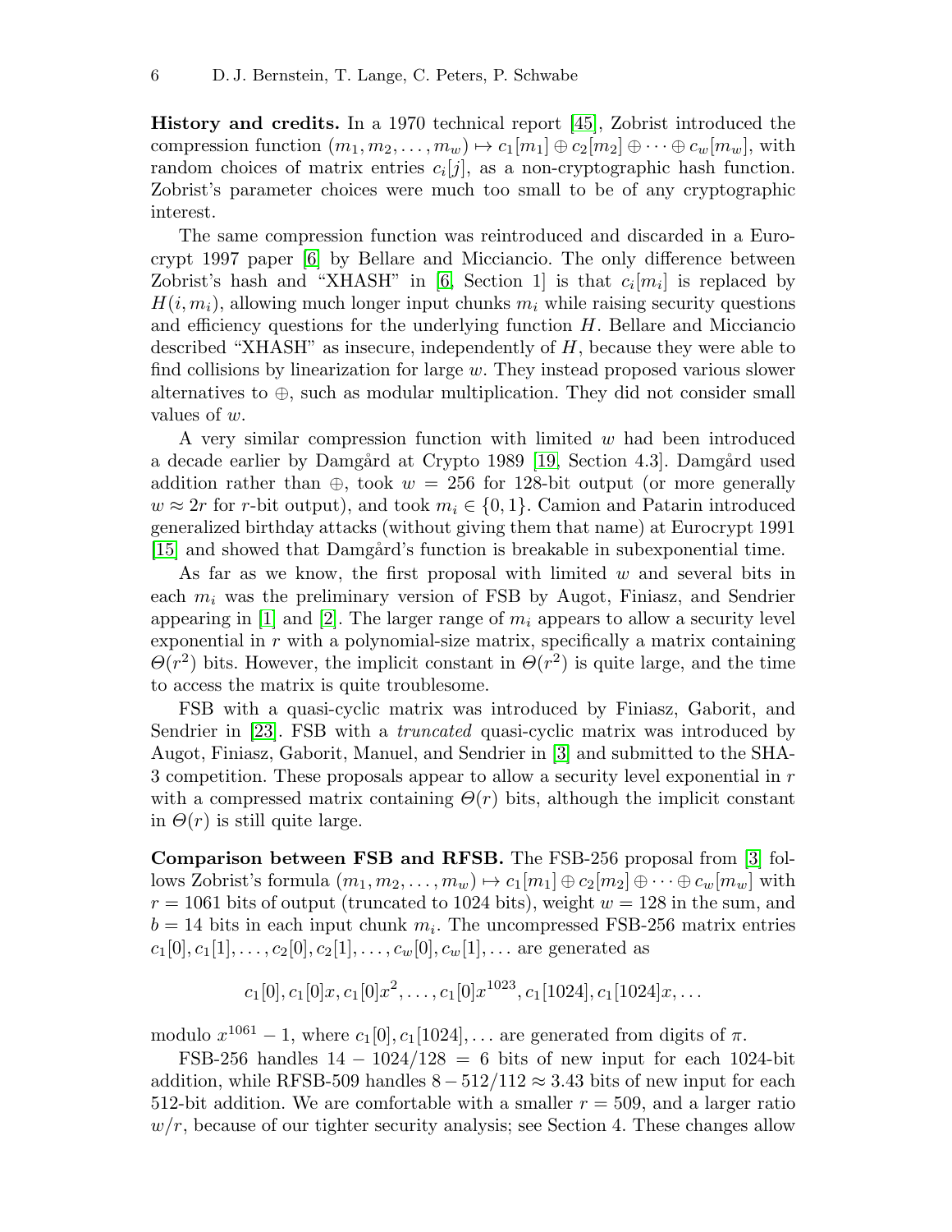**History and credits.** In a 1970 technical report [45], Zobrist introduced the compression function $(m_1, m_2, \ldots, m_w) \mapsto c_1[m_1] \oplus c_2[m_2] \oplus \cdots \oplus c_w[m_w]$, with random choices of matrix entries $c_i[j]$, as a non-cryptographic hash function. Zobrist's parameter choices were much too small to be of any cryptographic interest.

The same compression function was reintroduced and discarded in a Eurocrypt 1997 paper [6] by Bellare and Micciancio. The only difference between Zobrist's hash and "XHASH" in [6, Section 1] is that $c_i[m_i]$ is replaced by $H(i, m_i)$, allowing much longer input chunks $m_i$ while raising security questions and efficiency questions for the underlying function $H$. Bellare and Micciancio described "XHASH" as insecure, independently of $H$, because they were able to find collisions by linearization for large $w$. They instead proposed various slower alternatives to $\oplus$, such as modular multiplication. They did not consider small values of $w$.

A very similar compression function with limited $w$ had been introduced a decade earlier by Damgård at Crypto 1989 [19, Section 4.3]. Damgård used addition rather than $\oplus$, took $w = 256$ for 128-bit output (or more generally $w \approx 2r$ for $r$-bit output), and took $m_i \in \{0, 1\}$. Camion and Patarin introduced generalized birthday attacks (without giving them that name) at Eurocrypt 1991 [15] and showed that Damgård's function is breakable in subexponential time.

As far as we know, the first proposal with limited $w$ and several bits in each $m_i$ was the preliminary version of FSB by Augot, Finiasz, and Sendrier appearing in [1] and [2]. The larger range of $m_i$ appears to allow a security level exponential in $r$ with a polynomial-size matrix, specifically a matrix containing $\Theta(r^2)$ bits. However, the implicit constant in $\Theta(r^2)$ is quite large, and the time to access the matrix is quite troublesome.

FSB with a quasi-cyclic matrix was introduced by Finiasz, Gaborit, and Sendrier in [23]. FSB with a *truncated* quasi-cyclic matrix was introduced by Augot, Finiasz, Gaborit, Manuel, and Sendrier in [3] and submitted to the SHA-3 competition. These proposals appear to allow a security level exponential in $r$ with a compressed matrix containing $\Theta(r)$ bits, although the implicit constant in $\Theta(r)$ is still quite large.

**Comparison between FSB and RFSB.** The FSB-256 proposal from [3] follows Zobrist's formula $(m_1, m_2, \ldots, m_w) \mapsto c_1[m_1] \oplus c_2[m_2] \oplus \cdots \oplus c_w[m_w]$ with $r = 1061$ bits of output (truncated to 1024 bits), weight $w = 128$ in the sum, and $b = 14$ bits in each input chunk $m_i$. The uncompressed FSB-256 matrix entries $c_1[0], c_1[1], \ldots, c_2[0], c_2[1], \ldots, c_w[0], c_w[1], \ldots$ are generated as

$$c_1[0], c_1[0]x, c_1[0]x^2, \ldots, c_1[0]x^{1023}, c_1[1024], c_1[1024]x, \ldots$$

modulo $x^{1061} - 1$, where $c_1[0], c_1[1024], \ldots$ are generated from digits of $\pi$.

FSB-256 handles $14 - 1024/128 = 6$ bits of new input for each 1024-bit addition, while RFSB-509 handles $8 - 512/112 \approx 3.43$ bits of new input for each 512-bit addition. We are comfortable with a smaller $r = 509$, and a larger ratio $w/r$, because of our tighter security analysis; see Section 4. These changes allow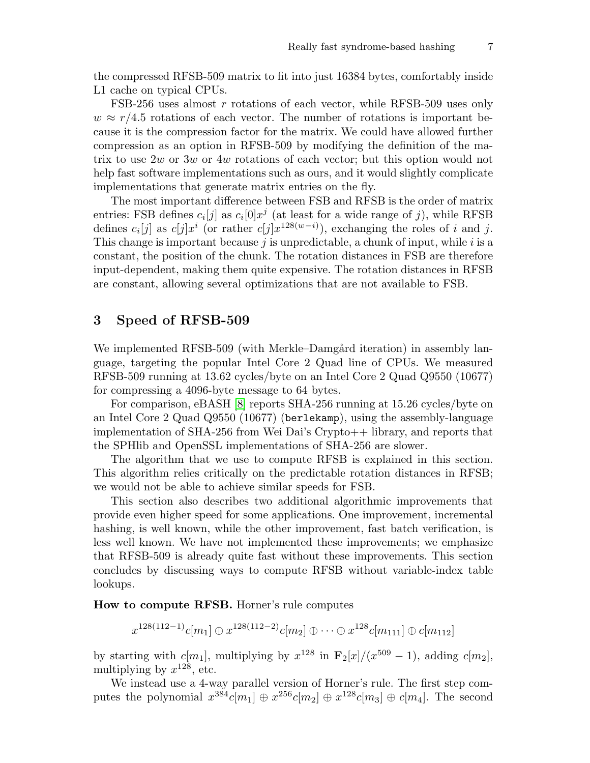the compressed RFSB-509 matrix to fit into just 16384 bytes, comfortably inside L1 cache on typical CPUs.

FSB-256 uses almost $r$ rotations of each vector, while RFSB-509 uses only $w \approx r/4.5$ rotations of each vector. The number of rotations is important because it is the compression factor for the matrix. We could have allowed further compression as an option in RFSB-509 by modifying the definition of the matrix to use $2w$ or $3w$ or $4w$ rotations of each vector; but this option would not help fast software implementations such as ours, and it would slightly complicate implementations that generate matrix entries on the fly.

The most important difference between FSB and RFSB is the order of matrix entries: FSB defines $c_i[j]$ as $c_i[0]x^j$ (at least for a wide range of $j$), while RFSB defines $c_i[j]$ as $c[j]x^i$ (or rather $c[j]x^{128(w-i)}$), exchanging the roles of $i$ and $j$. This change is important because $j$ is unpredictable, a chunk of input, while $i$ is a constant, the position of the chunk. The rotation distances in FSB are therefore input-dependent, making them quite expensive. The rotation distances in RFSB are constant, allowing several optimizations that are not available to FSB.

## 3 Speed of RFSB-509

We implemented RFSB-509 (with Merkle–Damgård iteration) in assembly language, targeting the popular Intel Core 2 Quad line of CPUs. We measured RFSB-509 running at 13.62 cycles/byte on an Intel Core 2 Quad Q9550 (10677) for compressing a 4096-byte message to 64 bytes.

For comparison, eBASH [8] reports SHA-256 running at 15.26 cycles/byte on an Intel Core 2 Quad Q9550 (10677) (`berlekamp`), using the assembly-language implementation of SHA-256 from Wei Dai's Crypto++ library, and reports that the SPHlib and OpenSSL implementations of SHA-256 are slower.

The algorithm that we use to compute RFSB is explained in this section. This algorithm relies critically on the predictable rotation distances in RFSB; we would not be able to achieve similar speeds for FSB.

This section also describes two additional algorithmic improvements that provide even higher speed for some applications. One improvement, incremental hashing, is well known, while the other improvement, fast batch verification, is less well known. We have not implemented these improvements; we emphasize that RFSB-509 is already quite fast without these improvements. This section concludes by discussing ways to compute RFSB without variable-index table lookups.

**How to compute RFSB.** Horner's rule computes

$$x^{128(112-1)}c[m_1] \oplus x^{128(112-2)}c[m_2] \oplus \cdots \oplus x^{128}c[m_{111}] \oplus c[m_{112}]$$

by starting with $c[m_1]$, multiplying by $x^{128}$ in $\mathbf{F}_2[x]/(x^{509}-1)$, adding $c[m_2]$, multiplying by $x^{128}$, etc.

We instead use a 4-way parallel version of Horner's rule. The first step computes the polynomial $x^{384}c[m_1] \oplus x^{256}c[m_2] \oplus x^{128}c[m_3] \oplus c[m_4]$. The second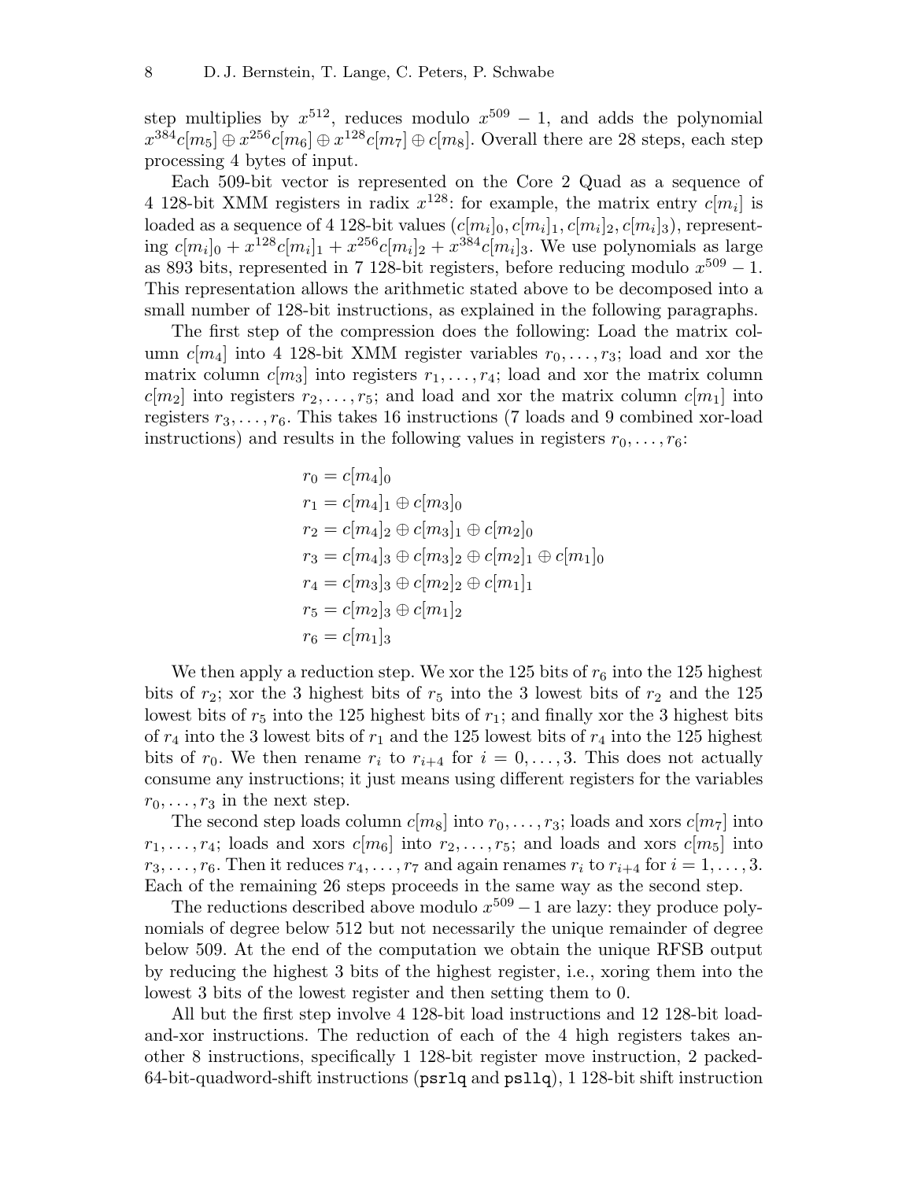step multiplies by $x^{512}$, reduces modulo $x^{509} - 1$, and adds the polynomial $x^{384}c[m_5] \oplus x^{256}c[m_6] \oplus x^{128}c[m_7] \oplus c[m_8]$. Overall there are 28 steps, each step processing 4 bytes of input.

Each 509-bit vector is represented on the Core 2 Quad as a sequence of 4 128-bit XMM registers in radix $x^{128}$: for example, the matrix entry $c[m_i]$ is loaded as a sequence of 4 128-bit values $(c[m_i]_0, c[m_i]_1, c[m_i]_2, c[m_i]_3)$, representing $c[m_i]_0 + x^{128}c[m_i]_1 + x^{256}c[m_i]_2 + x^{384}c[m_i]_3$. We use polynomials as large as 893 bits, represented in 7 128-bit registers, before reducing modulo $x^{509} - 1$. This representation allows the arithmetic stated above to be decomposed into a small number of 128-bit instructions, as explained in the following paragraphs.

The first step of the compression does the following: Load the matrix column $c[m_4]$ into 4 128-bit XMM register variables $r_0, \ldots, r_3$; load and xor the matrix column $c[m_3]$ into registers $r_1, \ldots, r_4$; load and xor the matrix column $c[m_2]$ into registers $r_2, \ldots, r_5$; and load and xor the matrix column $c[m_1]$ into registers $r_3, \ldots, r_6$. This takes 16 instructions (7 loads and 9 combined xor-load instructions) and results in the following values in registers $r_0, \ldots, r_6$:

$$
\begin{aligned}
r_0 &= c[m_4]_0 \\
r_1 &= c[m_4]_1 \oplus c[m_3]_0 \\
r_2 &= c[m_4]_2 \oplus c[m_3]_1 \oplus c[m_2]_0 \\
r_3 &= c[m_4]_3 \oplus c[m_3]_2 \oplus c[m_2]_1 \oplus c[m_1]_0 \\
r_4 &= c[m_3]_3 \oplus c[m_2]_2 \oplus c[m_1]_1 \\
r_5 &= c[m_2]_3 \oplus c[m_1]_2 \\
r_6 &= c[m_1]_3
\end{aligned}
$$

We then apply a reduction step. We xor the 125 bits of $r_6$ into the 125 highest bits of $r_2$; xor the 3 highest bits of $r_5$ into the 3 lowest bits of $r_2$ and the 125 lowest bits of $r_5$ into the 125 highest bits of $r_1$; and finally xor the 3 highest bits of $r_4$ into the 3 lowest bits of $r_1$ and the 125 lowest bits of $r_4$ into the 125 highest bits of $r_0$. We then rename $r_i$ to $r_{i+4}$ for $i = 0, \ldots, 3$. This does not actually consume any instructions; it just means using different registers for the variables $r_0, \ldots, r_3$ in the next step.

The second step loads column $c[m_8]$ into $r_0, \ldots, r_3$; loads and xors $c[m_7]$ into $r_1, \ldots, r_4$; loads and xors $c[m_6]$ into $r_2, \ldots, r_5$; and loads and xors $c[m_5]$ into $r_3, \ldots, r_6$. Then it reduces $r_4, \ldots, r_7$ and again renames $r_i$ to $r_{i+4}$ for $i = 1, \ldots, 3$. Each of the remaining 26 steps proceeds in the same way as the second step.

The reductions described above modulo $x^{509} - 1$ are lazy: they produce polynomials of degree below 512 but not necessarily the unique remainder of degree below 509. At the end of the computation we obtain the unique RFSB output by reducing the highest 3 bits of the highest register, i.e., xoring them into the lowest 3 bits of the lowest register and then setting them to 0.

All but the first step involve 4 128-bit load instructions and 12 128-bit load-and-xor instructions. The reduction of each of the 4 high registers takes another 8 instructions, specifically 1 128-bit register move instruction, 2 packed-64-bit-quadword-shift instructions (`psrlq` and `psllq`), 1 128-bit shift instruction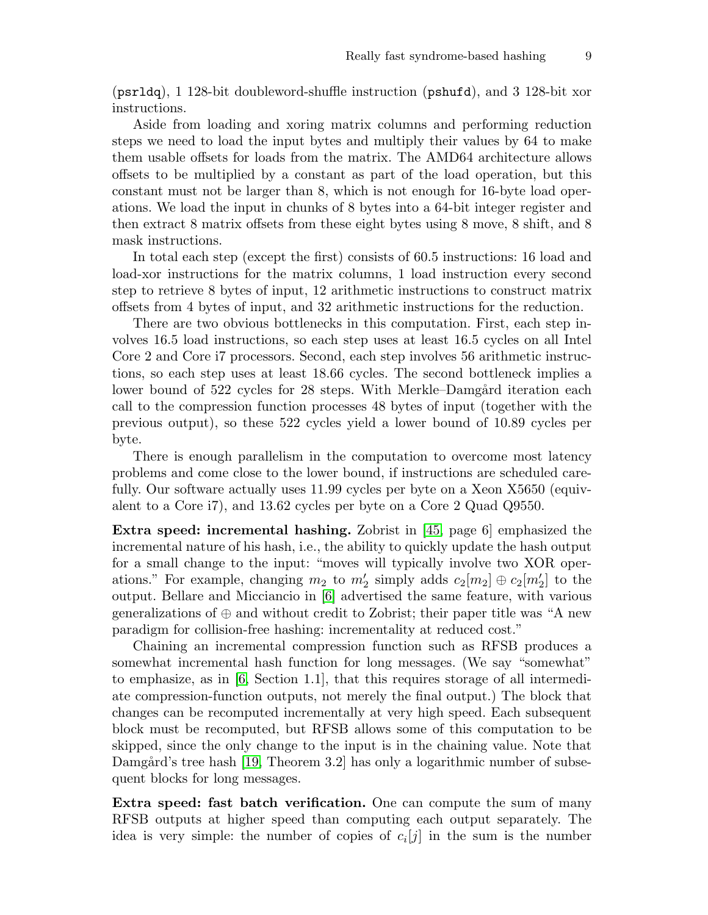(psrldq), 1 128-bit doubleword-shuffle instruction (pshufd), and 3 128-bit xor instructions.

Aside from loading and xoring matrix columns and performing reduction steps we need to load the input bytes and multiply their values by 64 to make them usable offsets for loads from the matrix. The AMD64 architecture allows offsets to be multiplied by a constant as part of the load operation, but this constant must not be larger than 8, which is not enough for 16-byte load operations. We load the input in chunks of 8 bytes into a 64-bit integer register and then extract 8 matrix offsets from these eight bytes using 8 move, 8 shift, and 8 mask instructions.

In total each step (except the first) consists of 60.5 instructions: 16 load and load-xor instructions for the matrix columns, 1 load instruction every second step to retrieve 8 bytes of input, 12 arithmetic instructions to construct matrix offsets from 4 bytes of input, and 32 arithmetic instructions for the reduction.

There are two obvious bottlenecks in this computation. First, each step involves 16.5 load instructions, so each step uses at least 16.5 cycles on all Intel Core 2 and Core i7 processors. Second, each step involves 56 arithmetic instructions, so each step uses at least 18.66 cycles. The second bottleneck implies a lower bound of 522 cycles for 28 steps. With Merkle–Damgård iteration each call to the compression function processes 48 bytes of input (together with the previous output), so these 522 cycles yield a lower bound of 10.89 cycles per byte.

There is enough parallelism in the computation to overcome most latency problems and come close to the lower bound, if instructions are scheduled carefully. Our software actually uses 11.99 cycles per byte on a Xeon X5650 (equivalent to a Core i7), and 13.62 cycles per byte on a Core 2 Quad Q9550.

**Extra speed: incremental hashing.** Zobrist in [45, page 6] emphasized the incremental nature of his hash, i.e., the ability to quickly update the hash output for a small change to the input: "moves will typically involve two XOR operations." For example, changing $m_2$ to $m'_2$ simply adds $c_2[m_2] \oplus c_2[m'_2]$ to the output. Bellare and Micciancio in [6] advertised the same feature, with various generalizations of $\oplus$ and without credit to Zobrist; their paper title was "A new paradigm for collision-free hashing: incrementality at reduced cost."

Chaining an incremental compression function such as RFSB produces a somewhat incremental hash function for long messages. (We say "somewhat" to emphasize, as in [6, Section 1.1], that this requires storage of all intermediate compression-function outputs, not merely the final output.) The block that changes can be recomputed incrementally at very high speed. Each subsequent block must be recomputed, but RFSB allows some of this computation to be skipped, since the only change to the input is in the chaining value. Note that Damgård's tree hash [19, Theorem 3.2] has only a logarithmic number of subsequent blocks for long messages.

**Extra speed: fast batch verification.** One can compute the sum of many RFSB outputs at higher speed than computing each output separately. The idea is very simple: the number of copies of $c_i[j]$ in the sum is the number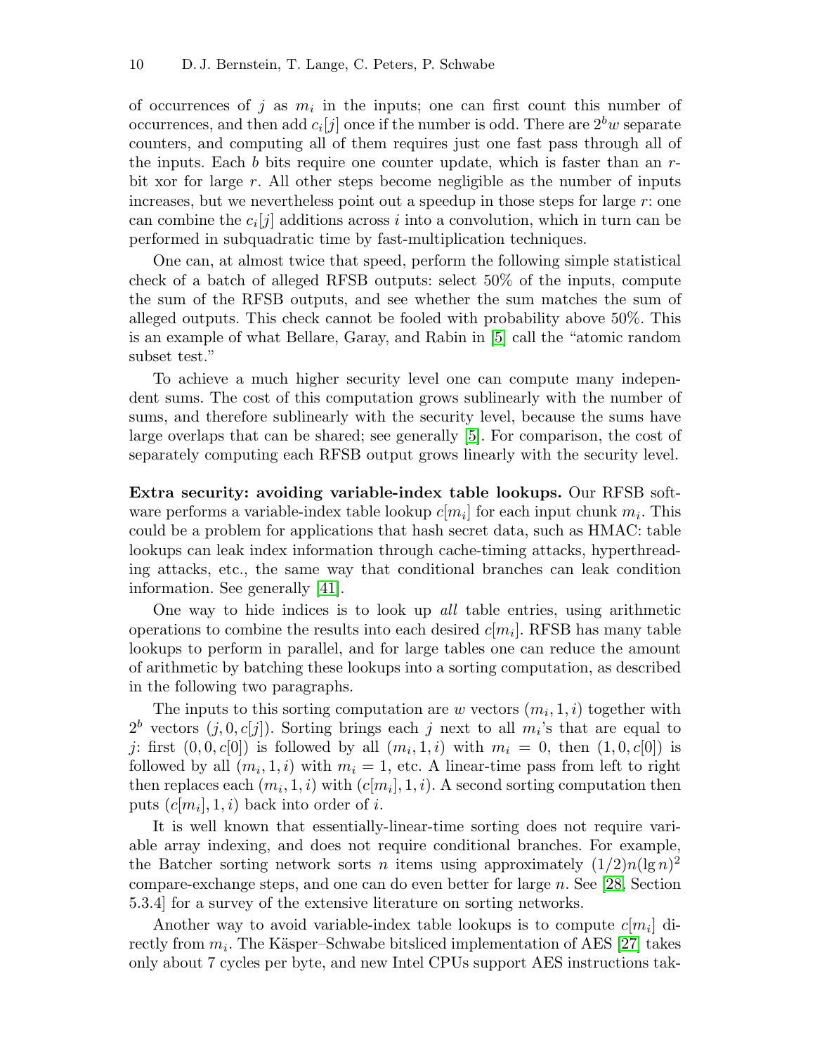of occurrences of $j$ as $m_i$ in the inputs; one can first count this number of occurrences, and then add $c_i[j]$ once if the number is odd. There are $2^b w$ separate counters, and computing all of them requires just one fast pass through all of the inputs. Each $b$ bits require one counter update, which is faster than an $r$-bit xor for large $r$. All other steps become negligible as the number of inputs increases, but we nevertheless point out a speedup in those steps for large $r$: one can combine the $c_i[j]$ additions across $i$ into a convolution, which in turn can be performed in subquadratic time by fast-multiplication techniques.

One can, at almost twice that speed, perform the following simple statistical check of a batch of alleged RFSB outputs: select 50% of the inputs, compute the sum of the RFSB outputs, and see whether the sum matches the sum of alleged outputs. This check cannot be fooled with probability above 50%. This is an example of what Bellare, Garay, and Rabin in [5] call the "atomic random subset test."

To achieve a much higher security level one can compute many independent sums. The cost of this computation grows sublinearly with the number of sums, and therefore sublinearly with the security level, because the sums have large overlaps that can be shared; see generally [5]. For comparison, the cost of separately computing each RFSB output grows linearly with the security level.

**Extra security: avoiding variable-index table lookups.** Our RFSB software performs a variable-index table lookup $c[m_i]$ for each input chunk $m_i$. This could be a problem for applications that hash secret data, such as HMAC: table lookups can leak index information through cache-timing attacks, hyperthreading attacks, etc., the same way that conditional branches can leak condition information. See generally [41].

One way to hide indices is to look up *all* table entries, using arithmetic operations to combine the results into each desired $c[m_i]$. RFSB has many table lookups to perform in parallel, and for large tables one can reduce the amount of arithmetic by batching these lookups into a sorting computation, as described in the following two paragraphs.

The inputs to this sorting computation are $w$ vectors $(m_i, 1, i)$ together with $2^b$ vectors $(j, 0, c[j])$. Sorting brings each $j$ next to all $m_i$'s that are equal to $j$: first $(0, 0, c[0])$ is followed by all $(m_i, 1, i)$ with $m_i = 0$, then $(1, 0, c[0])$ is followed by all $(m_i, 1, i)$ with $m_i = 1$, etc. A linear-time pass from left to right then replaces each $(m_i, 1, i)$ with $(c[m_i], 1, i)$. A second sorting computation then puts $(c[m_i], 1, i)$ back into order of $i$.

It is well known that essentially-linear-time sorting does not require variable array indexing, and does not require conditional branches. For example, the Batcher sorting network sorts $n$ items using approximately $(1/2)n(\lg n)^2$ compare-exchange steps, and one can do even better for large $n$. See [28, Section 5.3.4] for a survey of the extensive literature on sorting networks.

Another way to avoid variable-index table lookups is to compute $c[m_i]$ directly from $m_i$. The Käsper–Schwabe bitsliced implementation of AES [27] takes only about 7 cycles per byte, and new Intel CPUs support AES instructions tak-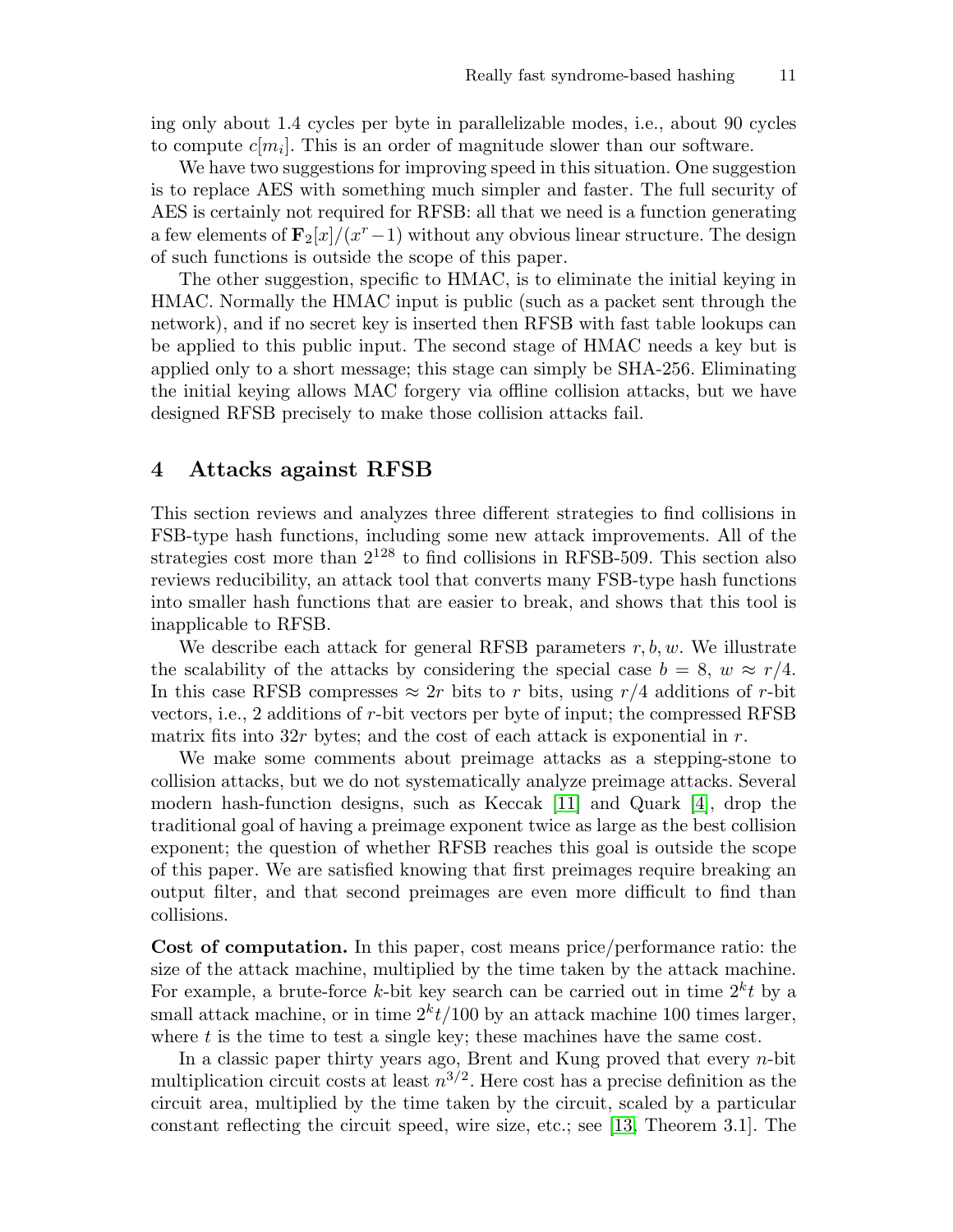ing only about 1.4 cycles per byte in parallelizable modes, i.e., about 90 cycles to compute $c[m_i]$. This is an order of magnitude slower than our software.

We have two suggestions for improving speed in this situation. One suggestion is to replace AES with something much simpler and faster. The full security of AES is certainly not required for RFSB: all that we need is a function generating a few elements of $\mathbf{F}_2[x]/(x^r - 1)$ without any obvious linear structure. The design of such functions is outside the scope of this paper.

The other suggestion, specific to HMAC, is to eliminate the initial keying in HMAC. Normally the HMAC input is public (such as a packet sent through the network), and if no secret key is inserted then RFSB with fast table lookups can be applied to this public input. The second stage of HMAC needs a key but is applied only to a short message; this stage can simply be SHA-256. Eliminating the initial keying allows MAC forgery via offline collision attacks, but we have designed RFSB precisely to make those collision attacks fail.

## 4 Attacks against RFSB

This section reviews and analyzes three different strategies to find collisions in FSB-type hash functions, including some new attack improvements. All of the strategies cost more than $2^{128}$ to find collisions in RFSB-509. This section also reviews reducibility, an attack tool that converts many FSB-type hash functions into smaller hash functions that are easier to break, and shows that this tool is inapplicable to RFSB.

We describe each attack for general RFSB parameters $r, b, w$. We illustrate the scalability of the attacks by considering the special case $b = 8$, $w \approx r/4$. In this case RFSB compresses $\approx 2r$ bits to $r$ bits, using $r/4$ additions of $r$-bit vectors, i.e., 2 additions of $r$-bit vectors per byte of input; the compressed RFSB matrix fits into $32r$ bytes; and the cost of each attack is exponential in $r$.

We make some comments about preimage attacks as a stepping-stone to collision attacks, but we do not systematically analyze preimage attacks. Several modern hash-function designs, such as Keccak [11] and Quark [4], drop the traditional goal of having a preimage exponent twice as large as the best collision exponent; the question of whether RFSB reaches this goal is outside the scope of this paper. We are satisfied knowing that first preimages require breaking an output filter, and that second preimages are even more difficult to find than collisions.

**Cost of computation.** In this paper, cost means price/performance ratio: the size of the attack machine, multiplied by the time taken by the attack machine. For example, a brute-force $k$-bit key search can be carried out in time $2^k t$ by a small attack machine, or in time $2^k t/100$ by an attack machine 100 times larger, where $t$ is the time to test a single key; these machines have the same cost.

In a classic paper thirty years ago, Brent and Kung proved that every $n$-bit multiplication circuit costs at least $n^{3/2}$. Here cost has a precise definition as the circuit area, multiplied by the time taken by the circuit, scaled by a particular constant reflecting the circuit speed, wire size, etc.; see [13, Theorem 3.1]. The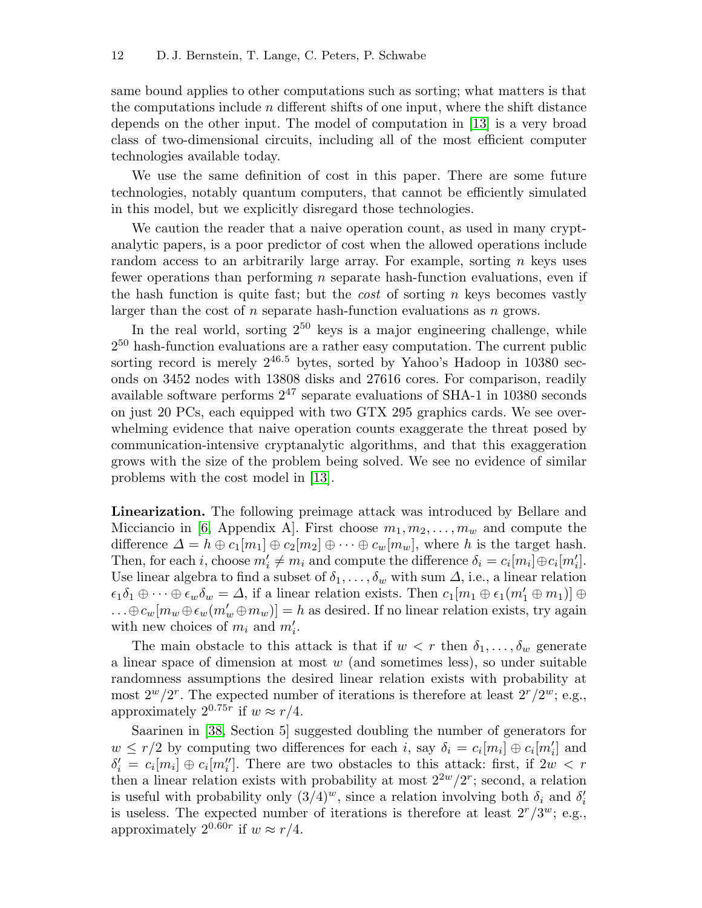same bound applies to other computations such as sorting; what matters is that the computations include $n$ different shifts of one input, where the shift distance depends on the other input. The model of computation in [13] is a very broad class of two-dimensional circuits, including all of the most efficient computer technologies available today.

We use the same definition of cost in this paper. There are some future technologies, notably quantum computers, that cannot be efficiently simulated in this model, but we explicitly disregard those technologies.

We caution the reader that a naive operation count, as used in many cryptanalytic papers, is a poor predictor of cost when the allowed operations include random access to an arbitrarily large array. For example, sorting $n$ keys uses fewer operations than performing $n$ separate hash-function evaluations, even if the hash function is quite fast; but the *cost* of sorting $n$ keys becomes vastly larger than the cost of $n$ separate hash-function evaluations as $n$ grows.

In the real world, sorting $2^{50}$ keys is a major engineering challenge, while $2^{50}$ hash-function evaluations are a rather easy computation. The current public sorting record is merely $2^{46.5}$ bytes, sorted by Yahoo's Hadoop in 10380 seconds on 3452 nodes with 13808 disks and 27616 cores. For comparison, readily available software performs $2^{47}$ separate evaluations of SHA-1 in 10380 seconds on just 20 PCs, each equipped with two GTX 295 graphics cards. We see overwhelming evidence that naive operation counts exaggerate the threat posed by communication-intensive cryptanalytic algorithms, and that this exaggeration grows with the size of the problem being solved. We see no evidence of similar problems with the cost model in [13].

**Linearization.** The following preimage attack was introduced by Bellare and Micciancio in [6, Appendix A]. First choose $m_1, m_2, \ldots, m_w$ and compute the difference $\Delta = h \oplus c_1[m_1] \oplus c_2[m_2] \oplus \cdots \oplus c_w[m_w]$, where $h$ is the target hash. Then, for each $i$, choose $m'_i \neq m_i$ and compute the difference $\delta_i = c_i[m_i] \oplus c_i[m'_i]$. Use linear algebra to find a subset of $\delta_1, \ldots, \delta_w$ with sum $\Delta$, i.e., a linear relation $\epsilon_1\delta_1 \oplus \cdots \oplus \epsilon_w\delta_w = \Delta$, if a linear relation exists. Then $c_1[m_1 \oplus \epsilon_1(m'_1 \oplus m_1)] \oplus \ldots \oplus c_w[m_w \oplus \epsilon_w(m'_w \oplus m_w)] = h$ as desired. If no linear relation exists, try again with new choices of $m_i$ and $m'_i$.

The main obstacle to this attack is that if $w < r$ then $\delta_1, \ldots, \delta_w$ generate a linear space of dimension at most $w$ (and sometimes less), so under suitable randomness assumptions the desired linear relation exists with probability at most $2^w/2^r$. The expected number of iterations is therefore at least $2^r/2^w$; e.g., approximately $2^{0.75r}$ if $w \approx r/4$.

Saarinen in [38, Section 5] suggested doubling the number of generators for $w \leq r/2$ by computing two differences for each $i$, say $\delta_i = c_i[m_i] \oplus c_i[m'_i]$ and $\delta'_i = c_i[m_i] \oplus c_i[m''_i]$. There are two obstacles to this attack: first, if $2w < r$ then a linear relation exists with probability at most $2^{2w}/2^r$; second, a relation is useful with probability only $(3/4)^w$, since a relation involving both $\delta_i$ and $\delta'_i$ is useless. The expected number of iterations is therefore at least $2^r/3^w$; e.g., approximately $2^{0.60r}$ if $w \approx r/4$.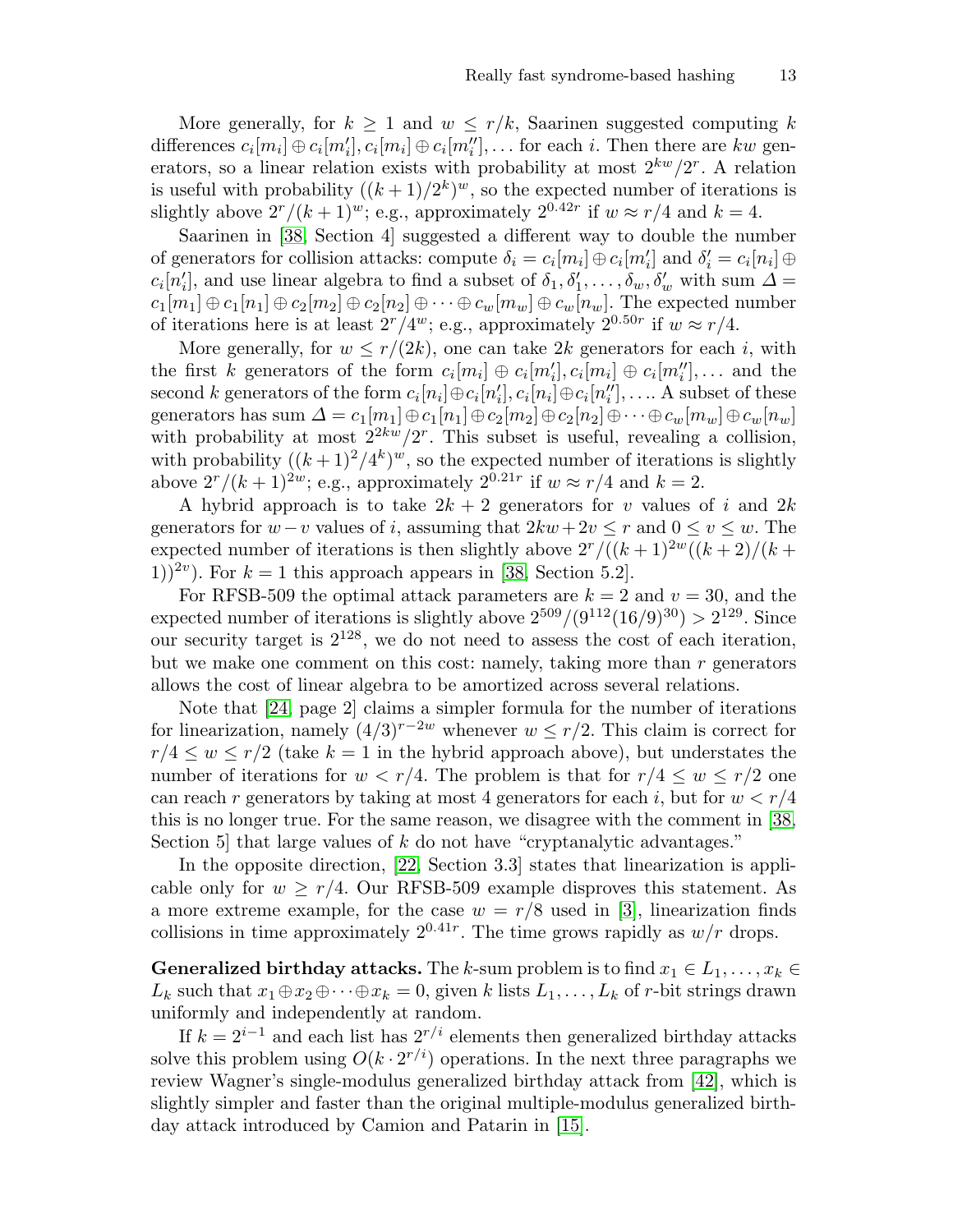More generally, for $k \geq 1$ and $w \leq r/k$, Saarinen suggested computing $k$ differences $c_i[m_i] \oplus c_i[m_i'], c_i[m_i] \oplus c_i[m_i''], \ldots$ for each $i$. Then there are $kw$ generators, so a linear relation exists with probability at most $2^{kw}/2^r$. A relation is useful with probability $((k+1)/2^k)^w$, so the expected number of iterations is slightly above $2^r/(k+1)^w$; e.g., approximately $2^{0.42r}$ if $w \approx r/4$ and $k = 4$.

Saarinen in [38, Section 4] suggested a different way to double the number of generators for collision attacks: compute $\delta_i = c_i[m_i] \oplus c_i[m_i']$ and $\delta_i' = c_i[n_i] \oplus c_i[n_i']$, and use linear algebra to find a subset of $\delta_1, \delta_1', \ldots, \delta_w, \delta_w'$ with sum $\Delta = c_1[m_1] \oplus c_1[n_1] \oplus c_2[m_2] \oplus c_2[n_2] \oplus \cdots \oplus c_w[m_w] \oplus c_w[n_w]$. The expected number of iterations here is at least $2^r/4^w$; e.g., approximately $2^{0.50r}$ if $w \approx r/4$.

More generally, for $w \leq r/(2k)$, one can take $2k$ generators for each $i$, with the first $k$ generators of the form $c_i[m_i] \oplus c_i[m_i'], c_i[m_i] \oplus c_i[m_i''], \ldots$ and the second $k$ generators of the form $c_i[n_i] \oplus c_i[n_i'], c_i[n_i] \oplus c_i[n_i''], \ldots$. A subset of these generators has sum $\Delta = c_1[m_1] \oplus c_1[n_1] \oplus c_2[m_2] \oplus c_2[n_2] \oplus \cdots \oplus c_w[m_w] \oplus c_w[n_w]$ with probability at most $2^{2kw}/2^r$. This subset is useful, revealing a collision, with probability $((k+1)^2/4^k)^w$, so the expected number of iterations is slightly above $2^r/(k+1)^{2w}$; e.g., approximately $2^{0.21r}$ if $w \approx r/4$ and $k = 2$.

A hybrid approach is to take $2k + 2$ generators for $v$ values of $i$ and $2k$ generators for $w - v$ values of $i$, assuming that $2kw + 2v \leq r$ and $0 \leq v \leq w$. The expected number of iterations is then slightly above $2^r/((k+1)^{2w}((k+2)/(k+1))^{2v})$. For $k = 1$ this approach appears in [38, Section 5.2].

For RFSB-509 the optimal attack parameters are $k = 2$ and $v = 30$, and the expected number of iterations is slightly above $2^{509}/(9^{112}(16/9)^{30}) > 2^{129}$. Since our security target is $2^{128}$, we do not need to assess the cost of each iteration, but we make one comment on this cost: namely, taking more than $r$ generators allows the cost of linear algebra to be amortized across several relations.

Note that [24, page 2] claims a simpler formula for the number of iterations for linearization, namely $(4/3)^{r-2w}$ whenever $w \leq r/2$. This claim is correct for $r/4 \leq w \leq r/2$ (take $k = 1$ in the hybrid approach above), but understates the number of iterations for $w < r/4$. The problem is that for $r/4 \leq w \leq r/2$ one can reach $r$ generators by taking at most 4 generators for each $i$, but for $w < r/4$ this is no longer true. For the same reason, we disagree with the comment in [38, Section 5] that large values of $k$ do not have "cryptanalytic advantages."

In the opposite direction, [22, Section 3.3] states that linearization is applicable only for $w \geq r/4$. Our RFSB-509 example disproves this statement. As a more extreme example, for the case $w = r/8$ used in [3], linearization finds collisions in time approximately $2^{0.41r}$. The time grows rapidly as $w/r$ drops.

**Generalized birthday attacks.** The $k$-sum problem is to find $x_1 \in L_1, \ldots, x_k \in L_k$ such that $x_1 \oplus x_2 \oplus \cdots \oplus x_k = 0$, given $k$ lists $L_1, \ldots, L_k$ of $r$-bit strings drawn uniformly and independently at random.

If $k = 2^{i-1}$ and each list has $2^{r/i}$ elements then generalized birthday attacks solve this problem using $O(k \cdot 2^{r/i})$ operations. In the next three paragraphs we review Wagner's single-modulus generalized birthday attack from [42], which is slightly simpler and faster than the original multiple-modulus generalized birthday attack introduced by Camion and Patarin in [15].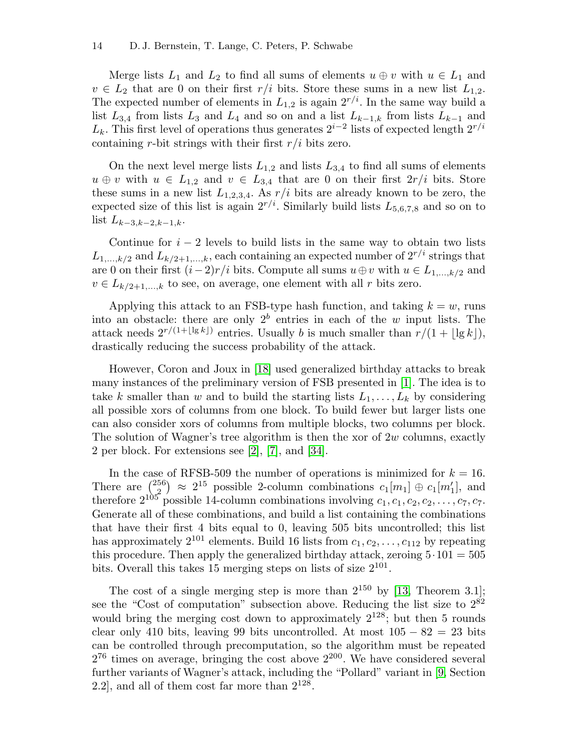Merge lists $L_1$ and $L_2$ to find all sums of elements $u \oplus v$ with $u \in L_1$ and $v \in L_2$ that are 0 on their first $r/i$ bits. Store these sums in a new list $L_{1,2}$. The expected number of elements in $L_{1,2}$ is again $2^{r/i}$. In the same way build a list $L_{3,4}$ from lists $L_3$ and $L_4$ and so on and a list $L_{k-1,k}$ from lists $L_{k-1}$ and $L_k$. This first level of operations thus generates $2^{i-2}$ lists of expected length $2^{r/i}$ containing $r$-bit strings with their first $r/i$ bits zero.

On the next level merge lists $L_{1,2}$ and lists $L_{3,4}$ to find all sums of elements $u \oplus v$ with $u \in L_{1,2}$ and $v \in L_{3,4}$ that are 0 on their first $2r/i$ bits. Store these sums in a new list $L_{1,2,3,4}$. As $r/i$ bits are already known to be zero, the expected size of this list is again $2^{r/i}$. Similarly build lists $L_{5,6,7,8}$ and so on to list $L_{k-3,k-2,k-1,k}$.

Continue for $i-2$ levels to build lists in the same way to obtain two lists $L_{1,\ldots,k/2}$ and $L_{k/2+1,\ldots,k}$, each containing an expected number of $2^{r/i}$ strings that are 0 on their first $(i-2)r/i$ bits. Compute all sums $u \oplus v$ with $u \in L_{1,\ldots,k/2}$ and $v \in L_{k/2+1,\ldots,k}$ to see, on average, one element with all $r$ bits zero.

Applying this attack to an FSB-type hash function, and taking $k = w$, runs into an obstacle: there are only $2^b$ entries in each of the $w$ input lists. The attack needs $2^{r/(1+\lfloor \lg k \rfloor)}$ entries. Usually $b$ is much smaller than $r/(1 + \lfloor \lg k \rfloor)$, drastically reducing the success probability of the attack.

However, Coron and Joux in [18] used generalized birthday attacks to break many instances of the preliminary version of FSB presented in [1]. The idea is to take $k$ smaller than $w$ and to build the starting lists $L_1, \ldots, L_k$ by considering all possible xors of columns from one block. To build fewer but larger lists one can also consider xors of columns from multiple blocks, two columns per block. The solution of Wagner's tree algorithm is then the xor of $2w$ columns, exactly 2 per block. For extensions see [2], [7], and [34].

In the case of RFSB-509 the number of operations is minimized for $k = 16$. There are $\binom{256}{2} \approx 2^{15}$ possible 2-column combinations $c_1[m_1] \oplus c_1[m'_1]$, and therefore $2^{105}$ possible 14-column combinations involving $c_1, c_1, c_2, c_2, \ldots, c_7, c_7$. Generate all of these combinations, and build a list containing the combinations that have their first 4 bits equal to 0, leaving 505 bits uncontrolled; this list has approximately $2^{101}$ elements. Build 16 lists from $c_1, c_2, \ldots, c_{112}$ by repeating this procedure. Then apply the generalized birthday attack, zeroing $5 \cdot 101 = 505$ bits. Overall this takes 15 merging steps on lists of size $2^{101}$.

The cost of a single merging step is more than $2^{150}$ by [13, Theorem 3.1]; see the "Cost of computation" subsection above. Reducing the list size to $2^{82}$ would bring the merging cost down to approximately $2^{128}$; but then 5 rounds clear only 410 bits, leaving 99 bits uncontrolled. At most $105 - 82 = 23$ bits can be controlled through precomputation, so the algorithm must be repeated $2^{76}$ times on average, bringing the cost above $2^{200}$. We have considered several further variants of Wagner's attack, including the "Pollard" variant in [9, Section 2.2], and all of them cost far more than $2^{128}$.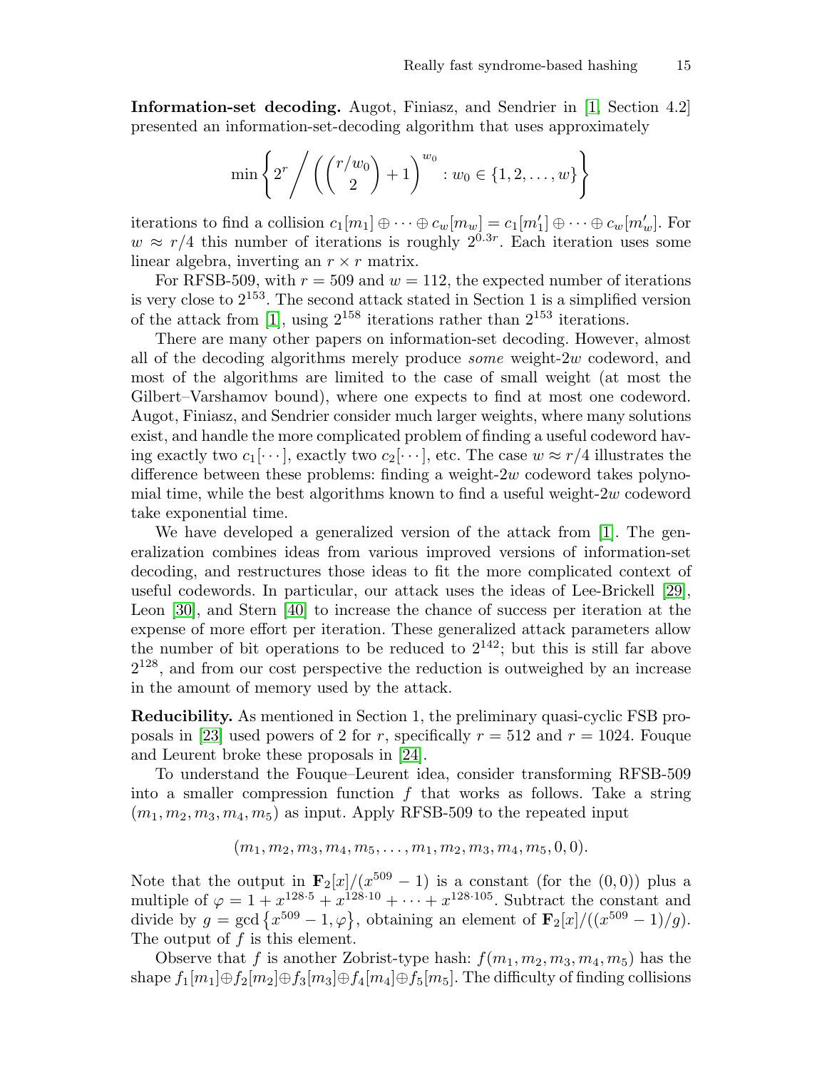**Information-set decoding.** Augot, Finiasz, and Sendrier in [1, Section 4.2] presented an information-set-decoding algorithm that uses approximately

$$\min \left\{ 2^r \Big/ \left( \binom{r/w_0}{2} + 1 \right)^{w_0} : w_0 \in \{1, 2, \ldots, w\} \right\}$$

iterations to find a collision $c_1[m_1] \oplus \cdots \oplus c_w[m_w] = c_1[m'_1] \oplus \cdots \oplus c_w[m'_w]$. For $w \approx r/4$ this number of iterations is roughly $2^{0.3r}$. Each iteration uses some linear algebra, inverting an $r \times r$ matrix.

For RFSB-509, with $r = 509$ and $w = 112$, the expected number of iterations is very close to $2^{153}$. The second attack stated in Section 1 is a simplified version of the attack from [1], using $2^{158}$ iterations rather than $2^{153}$ iterations.

There are many other papers on information-set decoding. However, almost all of the decoding algorithms merely produce *some* weight-$2w$ codeword, and most of the algorithms are limited to the case of small weight (at most the Gilbert–Varshamov bound), where one expects to find at most one codeword. Augot, Finiasz, and Sendrier consider much larger weights, where many solutions exist, and handle the more complicated problem of finding a useful codeword having exactly two $c_1[\cdots]$, exactly two $c_2[\cdots]$, etc. The case $w \approx r/4$ illustrates the difference between these problems: finding a weight-$2w$ codeword takes polynomial time, while the best algorithms known to find a useful weight-$2w$ codeword take exponential time.

We have developed a generalized version of the attack from [1]. The generalization combines ideas from various improved versions of information-set decoding, and restructures those ideas to fit the more complicated context of useful codewords. In particular, our attack uses the ideas of Lee-Brickell [29], Leon [30], and Stern [40] to increase the chance of success per iteration at the expense of more effort per iteration. These generalized attack parameters allow the number of bit operations to be reduced to $2^{142}$; but this is still far above $2^{128}$, and from our cost perspective the reduction is outweighed by an increase in the amount of memory used by the attack.

**Reducibility.** As mentioned in Section 1, the preliminary quasi-cyclic FSB proposals in [23] used powers of 2 for $r$, specifically $r = 512$ and $r = 1024$. Fouque and Leurent broke these proposals in [24].

To understand the Fouque–Leurent idea, consider transforming RFSB-509 into a smaller compression function $f$ that works as follows. Take a string $(m_1, m_2, m_3, m_4, m_5)$ as input. Apply RFSB-509 to the repeated input

$$(m_1, m_2, m_3, m_4, m_5, \ldots, m_1, m_2, m_3, m_4, m_5, 0, 0).$$

Note that the output in $\mathbf{F}_2[x]/(x^{509} - 1)$ is a constant (for the $(0, 0)$) plus a multiple of $\varphi = 1 + x^{128 \cdot 5} + x^{128 \cdot 10} + \cdots + x^{128 \cdot 105}$. Subtract the constant and divide by $g = \gcd\left\{x^{509} - 1, \varphi\right\}$, obtaining an element of $\mathbf{F}_2[x]/((x^{509} - 1)/g)$. The output of $f$ is this element.

Observe that $f$ is another Zobrist-type hash: $f(m_1, m_2, m_3, m_4, m_5)$ has the shape $f_1[m_1] \oplus f_2[m_2] \oplus f_3[m_3] \oplus f_4[m_4] \oplus f_5[m_5]$. The difficulty of finding collisions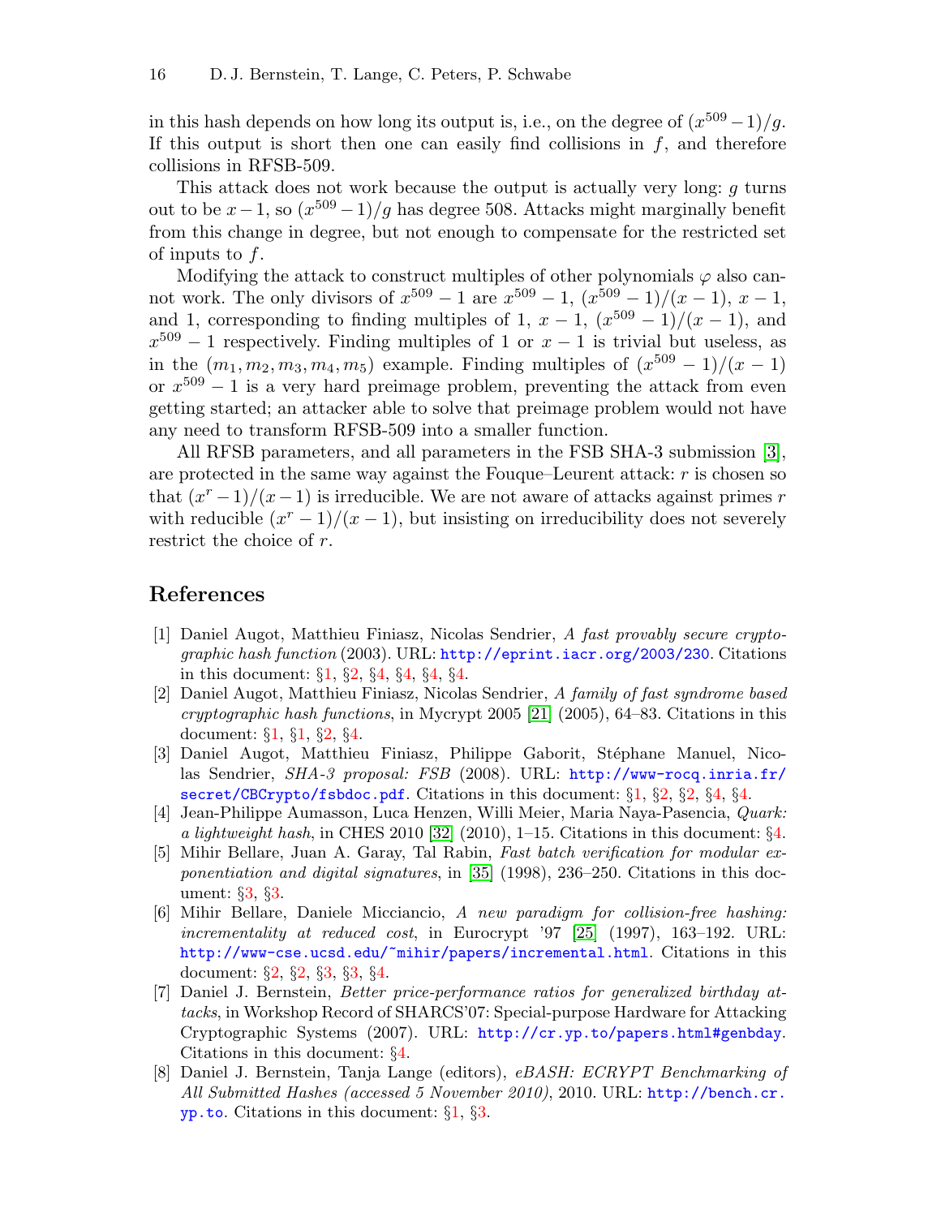in this hash depends on how long its output is, i.e., on the degree of $(x^{509}-1)/g$. If this output is short then one can easily find collisions in $f$, and therefore collisions in RFSB-509.

This attack does not work because the output is actually very long: $g$ turns out to be $x-1$, so $(x^{509}-1)/g$ has degree 508. Attacks might marginally benefit from this change in degree, but not enough to compensate for the restricted set of inputs to $f$.

Modifying the attack to construct multiples of other polynomials $\varphi$ also cannot work. The only divisors of $x^{509}-1$ are $x^{509}-1$, $(x^{509}-1)/(x-1)$, $x-1$, and 1, corresponding to finding multiples of 1, $x-1$, $(x^{509}-1)/(x-1)$, and $x^{509}-1$ respectively. Finding multiples of 1 or $x-1$ is trivial but useless, as in the $(m_1, m_2, m_3, m_4, m_5)$ example. Finding multiples of $(x^{509}-1)/(x-1)$ or $x^{509}-1$ is a very hard preimage problem, preventing the attack from even getting started; an attacker able to solve that preimage problem would not have any need to transform RFSB-509 into a smaller function.

All RFSB parameters, and all parameters in the FSB SHA-3 submission [3], are protected in the same way against the Fouque–Leurent attack: $r$ is chosen so that $(x^r-1)/(x-1)$ is irreducible. We are not aware of attacks against primes $r$ with reducible $(x^r-1)/(x-1)$, but insisting on irreducibility does not severely restrict the choice of $r$.

# References

[1] Daniel Augot, Matthieu Finiasz, Nicolas Sendrier, *A fast provably secure cryptographic hash function* (2003). URL: http://eprint.iacr.org/2003/230. Citations in this document: §1, §2, §4, §4, §4, §4.

[2] Daniel Augot, Matthieu Finiasz, Nicolas Sendrier, *A family of fast syndrome based cryptographic hash functions*, in Mycrypt 2005 [21] (2005), 64–83. Citations in this document: §1, §1, §2, §4.

[3] Daniel Augot, Matthieu Finiasz, Philippe Gaborit, Stéphane Manuel, Nicolas Sendrier, *SHA-3 proposal: FSB* (2008). URL: http://www-rocq.inria.fr/secret/CBCrypto/fsbdoc.pdf. Citations in this document: §1, §2, §2, §4, §4.

[4] Jean-Philippe Aumasson, Luca Henzen, Willi Meier, Maria Naya-Pasencia, *Quark: a lightweight hash*, in CHES 2010 [32] (2010), 1–15. Citations in this document: §4.

[5] Mihir Bellare, Juan A. Garay, Tal Rabin, *Fast batch verification for modular exponentiation and digital signatures*, in [35] (1998), 236–250. Citations in this document: §3, §3.

[6] Mihir Bellare, Daniele Micciancio, *A new paradigm for collision-free hashing: incrementality at reduced cost*, in Eurocrypt '97 [25] (1997), 163–192. URL: http://www-cse.ucsd.edu/~mihir/papers/incremental.html. Citations in this document: §2, §2, §3, §3, §4.

[7] Daniel J. Bernstein, *Better price-performance ratios for generalized birthday attacks*, in Workshop Record of SHARCS'07: Special-purpose Hardware for Attacking Cryptographic Systems (2007). URL: http://cr.yp.to/papers.html#genbday. Citations in this document: §4.

[8] Daniel J. Bernstein, Tanja Lange (editors), *eBASH: ECRYPT Benchmarking of All Submitted Hashes (accessed 5 November 2010)*, 2010. URL: http://bench.cr.yp.to. Citations in this document: §1, §3.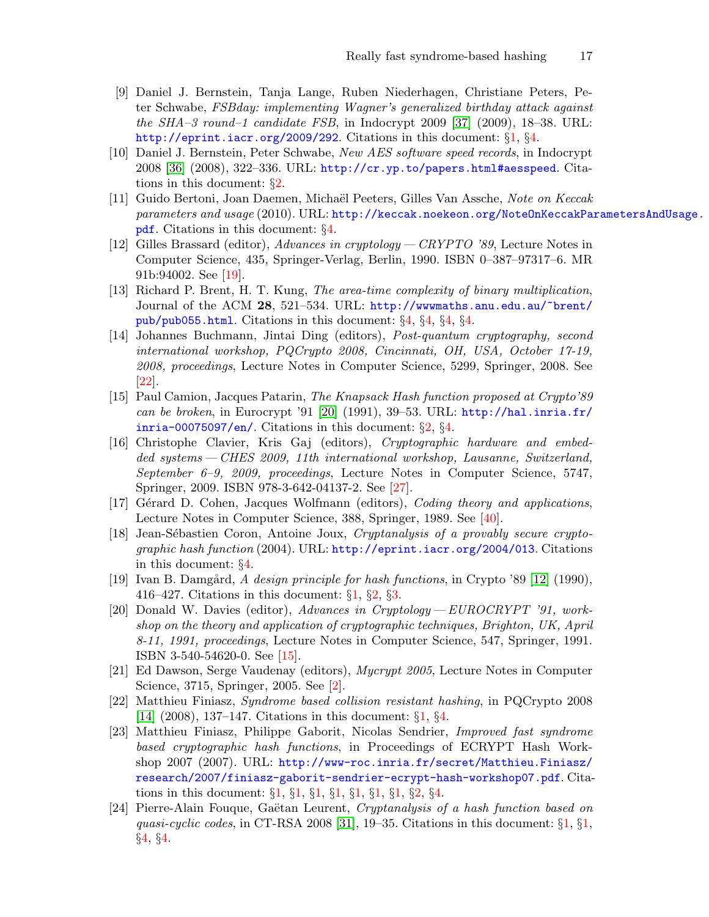[9] Daniel J. Bernstein, Tanja Lange, Ruben Niederhagen, Christiane Peters, Peter Schwabe, *FSBday: implementing Wagner's generalized birthday attack against the SHA–3 round–1 candidate FSB*, in Indocrypt 2009 [37] (2009), 18–38. URL: http://eprint.iacr.org/2009/292. Citations in this document: §1, §4.

[10] Daniel J. Bernstein, Peter Schwabe, *New AES software speed records*, in Indocrypt 2008 [36] (2008), 322–336. URL: http://cr.yp.to/papers.html#aesspeed. Citations in this document: §2.

[11] Guido Bertoni, Joan Daemen, Michaël Peeters, Gilles Van Assche, *Note on Keccak parameters and usage* (2010). URL: http://keccak.noekeon.org/NoteOnKeccakParametersAndUsage.pdf. Citations in this document: §4.

[12] Gilles Brassard (editor), *Advances in cryptology — CRYPTO '89*, Lecture Notes in Computer Science, 435, Springer-Verlag, Berlin, 1990. ISBN 0–387–97317–6. MR 91b:94002. See [19].

[13] Richard P. Brent, H. T. Kung, *The area-time complexity of binary multiplication*, Journal of the ACM **28**, 521–534. URL: http://wwwmaths.anu.edu.au/~brent/pub/pub055.html. Citations in this document: §4, §4, §4, §4.

[14] Johannes Buchmann, Jintai Ding (editors), *Post-quantum cryptography, second international workshop, PQCrypto 2008, Cincinnati, OH, USA, October 17-19, 2008, proceedings*, Lecture Notes in Computer Science, 5299, Springer, 2008. See [22].

[15] Paul Camion, Jacques Patarin, *The Knapsack Hash function proposed at Crypto'89 can be broken*, in Eurocrypt '91 [20] (1991), 39–53. URL: http://hal.inria.fr/inria-00075097/en/. Citations in this document: §2, §4.

[16] Christophe Clavier, Kris Gaj (editors), *Cryptographic hardware and embedded systems — CHES 2009, 11th international workshop, Lausanne, Switzerland, September 6–9, 2009, proceedings*, Lecture Notes in Computer Science, 5747, Springer, 2009. ISBN 978-3-642-04137-2. See [27].

[17] Gérard D. Cohen, Jacques Wolfmann (editors), *Coding theory and applications*, Lecture Notes in Computer Science, 388, Springer, 1989. See [40].

[18] Jean-Sébastien Coron, Antoine Joux, *Cryptanalysis of a provably secure cryptographic hash function* (2004). URL: http://eprint.iacr.org/2004/013. Citations in this document: §4.

[19] Ivan B. Damgård, *A design principle for hash functions*, in Crypto '89 [12] (1990), 416–427. Citations in this document: §1, §2, §3.

[20] Donald W. Davies (editor), *Advances in Cryptology — EUROCRYPT '91, workshop on the theory and application of cryptographic techniques, Brighton, UK, April 8-11, 1991, proceedings*, Lecture Notes in Computer Science, 547, Springer, 1991. ISBN 3-540-54620-0. See [15].

[21] Ed Dawson, Serge Vaudenay (editors), *Mycrypt 2005*, Lecture Notes in Computer Science, 3715, Springer, 2005. See [2].

[22] Matthieu Finiasz, *Syndrome based collision resistant hashing*, in PQCrypto 2008 [14] (2008), 137–147. Citations in this document: §1, §4.

[23] Matthieu Finiasz, Philippe Gaborit, Nicolas Sendrier, *Improved fast syndrome based cryptographic hash functions*, in Proceedings of ECRYPT Hash Workshop 2007 (2007). URL: http://www-roc.inria.fr/secret/Matthieu.Finiasz/research/2007/finiasz-gaborit-sendrier-ecrypt-hash-workshop07.pdf. Citations in this document: §1, §1, §1, §1, §1, §1, §1, §2, §4.

[24] Pierre-Alain Fouque, Gaëtan Leurent, *Cryptanalysis of a hash function based on quasi-cyclic codes*, in CT-RSA 2008 [31], 19–35. Citations in this document: §1, §1, §4, §4.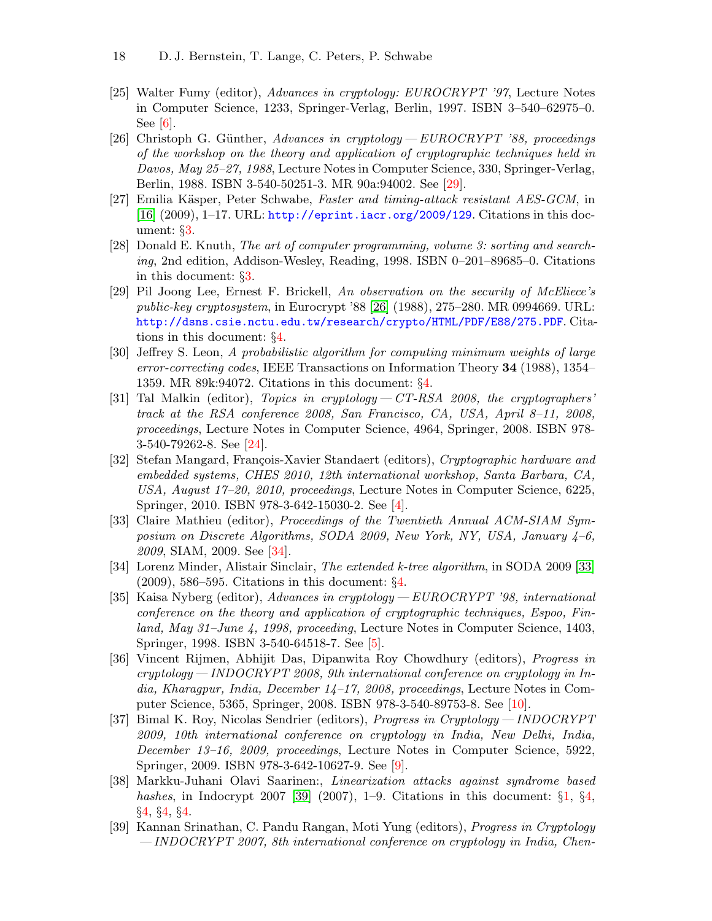[25] Walter Fumy (editor), *Advances in cryptology: EUROCRYPT '97*, Lecture Notes in Computer Science, 1233, Springer-Verlag, Berlin, 1997. ISBN 3–540–62975–0. See [6].

[26] Christoph G. Günther, *Advances in cryptology — EUROCRYPT '88, proceedings of the workshop on the theory and application of cryptographic techniques held in Davos, May 25–27, 1988*, Lecture Notes in Computer Science, 330, Springer-Verlag, Berlin, 1988. ISBN 3-540-50251-3. MR 90a:94002. See [29].

[27] Emilia Käsper, Peter Schwabe, *Faster and timing-attack resistant AES-GCM*, in [16] (2009), 1–17. URL: http://eprint.iacr.org/2009/129. Citations in this document: §3.

[28] Donald E. Knuth, *The art of computer programming, volume 3: sorting and searching*, 2nd edition, Addison-Wesley, Reading, 1998. ISBN 0–201–89685–0. Citations in this document: §3.

[29] Pil Joong Lee, Ernest F. Brickell, *An observation on the security of McEliece's public-key cryptosystem*, in Eurocrypt '88 [26] (1988), 275–280. MR 0994669. URL: http://dsns.csie.nctu.edu.tw/research/crypto/HTML/PDF/E88/275.PDF. Citations in this document: §4.

[30] Jeffrey S. Leon, *A probabilistic algorithm for computing minimum weights of large error-correcting codes*, IEEE Transactions on Information Theory **34** (1988), 1354–1359. MR 89k:94072. Citations in this document: §4.

[31] Tal Malkin (editor), *Topics in cryptology — CT-RSA 2008, the cryptographers' track at the RSA conference 2008, San Francisco, CA, USA, April 8–11, 2008, proceedings*, Lecture Notes in Computer Science, 4964, Springer, 2008. ISBN 978-3-540-79262-8. See [24].

[32] Stefan Mangard, François-Xavier Standaert (editors), *Cryptographic hardware and embedded systems, CHES 2010, 12th international workshop, Santa Barbara, CA, USA, August 17–20, 2010, proceedings*, Lecture Notes in Computer Science, 6225, Springer, 2010. ISBN 978-3-642-15030-2. See [4].

[33] Claire Mathieu (editor), *Proceedings of the Twentieth Annual ACM-SIAM Symposium on Discrete Algorithms, SODA 2009, New York, NY, USA, January 4–6, 2009*, SIAM, 2009. See [34].

[34] Lorenz Minder, Alistair Sinclair, *The extended k-tree algorithm*, in SODA 2009 [33] (2009), 586–595. Citations in this document: §4.

[35] Kaisa Nyberg (editor), *Advances in cryptology — EUROCRYPT '98, international conference on the theory and application of cryptographic techniques, Espoo, Finland, May 31–June 4, 1998, proceeding*, Lecture Notes in Computer Science, 1403, Springer, 1998. ISBN 3-540-64518-7. See [5].

[36] Vincent Rijmen, Abhijit Das, Dipanwita Roy Chowdhury (editors), *Progress in cryptology — INDOCRYPT 2008, 9th international conference on cryptology in India, Kharagpur, India, December 14–17, 2008, proceedings*, Lecture Notes in Computer Science, 5365, Springer, 2008. ISBN 978-3-540-89753-8. See [10].

[37] Bimal K. Roy, Nicolas Sendrier (editors), *Progress in Cryptology — INDOCRYPT 2009, 10th international conference on cryptology in India, New Delhi, India, December 13–16, 2009, proceedings*, Lecture Notes in Computer Science, 5922, Springer, 2009. ISBN 978-3-642-10627-9. See [9].

[38] Markku-Juhani Olavi Saarinen:, *Linearization attacks against syndrome based hashes*, in Indocrypt 2007 [39] (2007), 1–9. Citations in this document: §1, §4, §4, §4, §4.

[39] Kannan Srinathan, C. Pandu Rangan, Moti Yung (editors), *Progress in Cryptology — INDOCRYPT 2007, 8th international conference on cryptology in India, Chen-*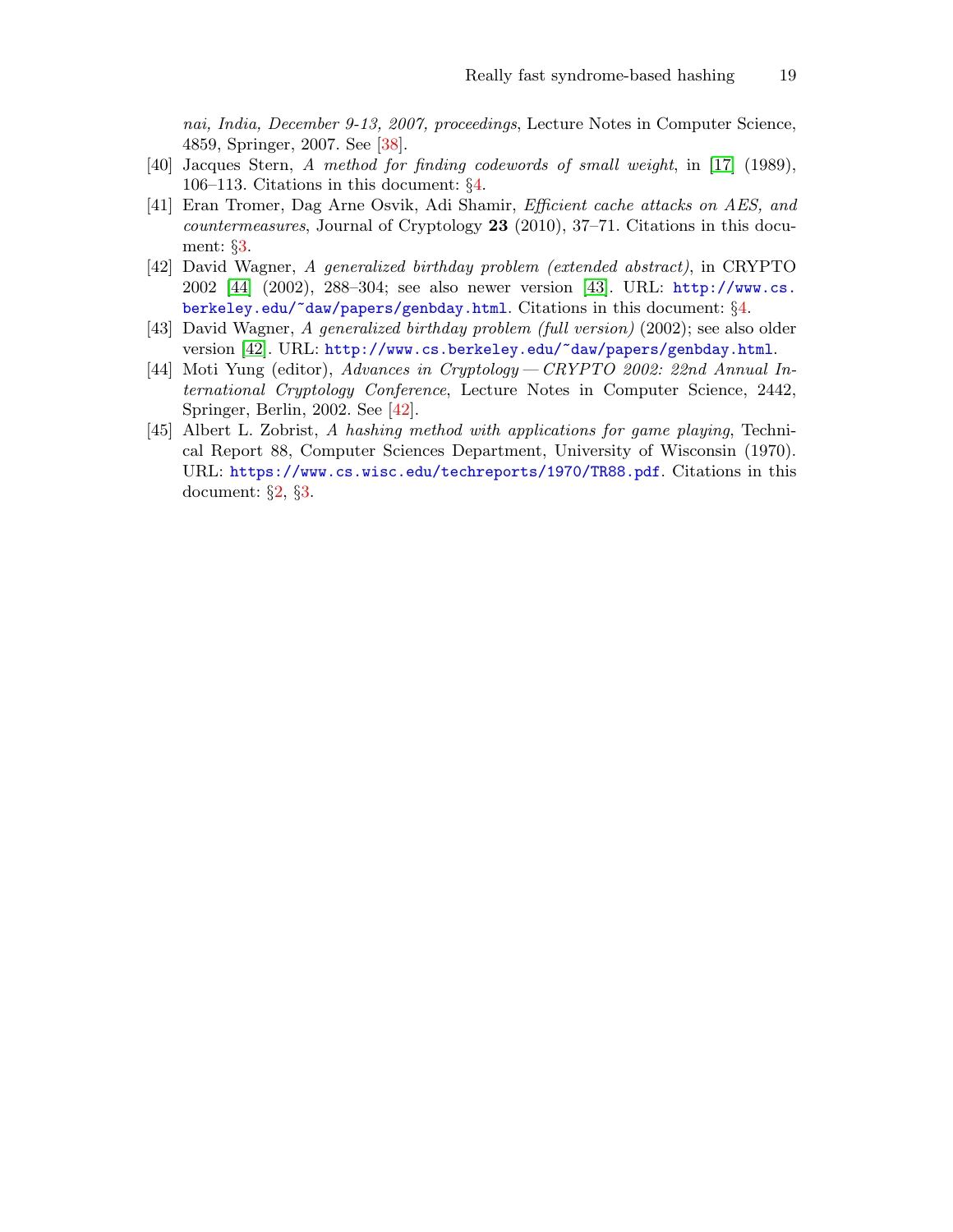*nai, India, December 9-13, 2007, proceedings*, Lecture Notes in Computer Science, 4859, Springer, 2007. See [38].

[40] Jacques Stern, *A method for finding codewords of small weight*, in [17] (1989), 106–113. Citations in this document: §4.

[41] Eran Tromer, Dag Arne Osvik, Adi Shamir, *Efficient cache attacks on AES, and countermeasures*, Journal of Cryptology **23** (2010), 37–71. Citations in this document: §3.

[42] David Wagner, *A generalized birthday problem (extended abstract)*, in CRYPTO 2002 [44] (2002), 288–304; see also newer version [43]. URL: http://www.cs.berkeley.edu/~daw/papers/genbday.html. Citations in this document: §4.

[43] David Wagner, *A generalized birthday problem (full version)* (2002); see also older version [42]. URL: http://www.cs.berkeley.edu/~daw/papers/genbday.html.

[44] Moti Yung (editor), *Advances in Cryptology — CRYPTO 2002: 22nd Annual International Cryptology Conference*, Lecture Notes in Computer Science, 2442, Springer, Berlin, 2002. See [42].

[45] Albert L. Zobrist, *A hashing method with applications for game playing*, Technical Report 88, Computer Sciences Department, University of Wisconsin (1970). URL: https://www.cs.wisc.edu/techreports/1970/TR88.pdf. Citations in this document: §2, §3.